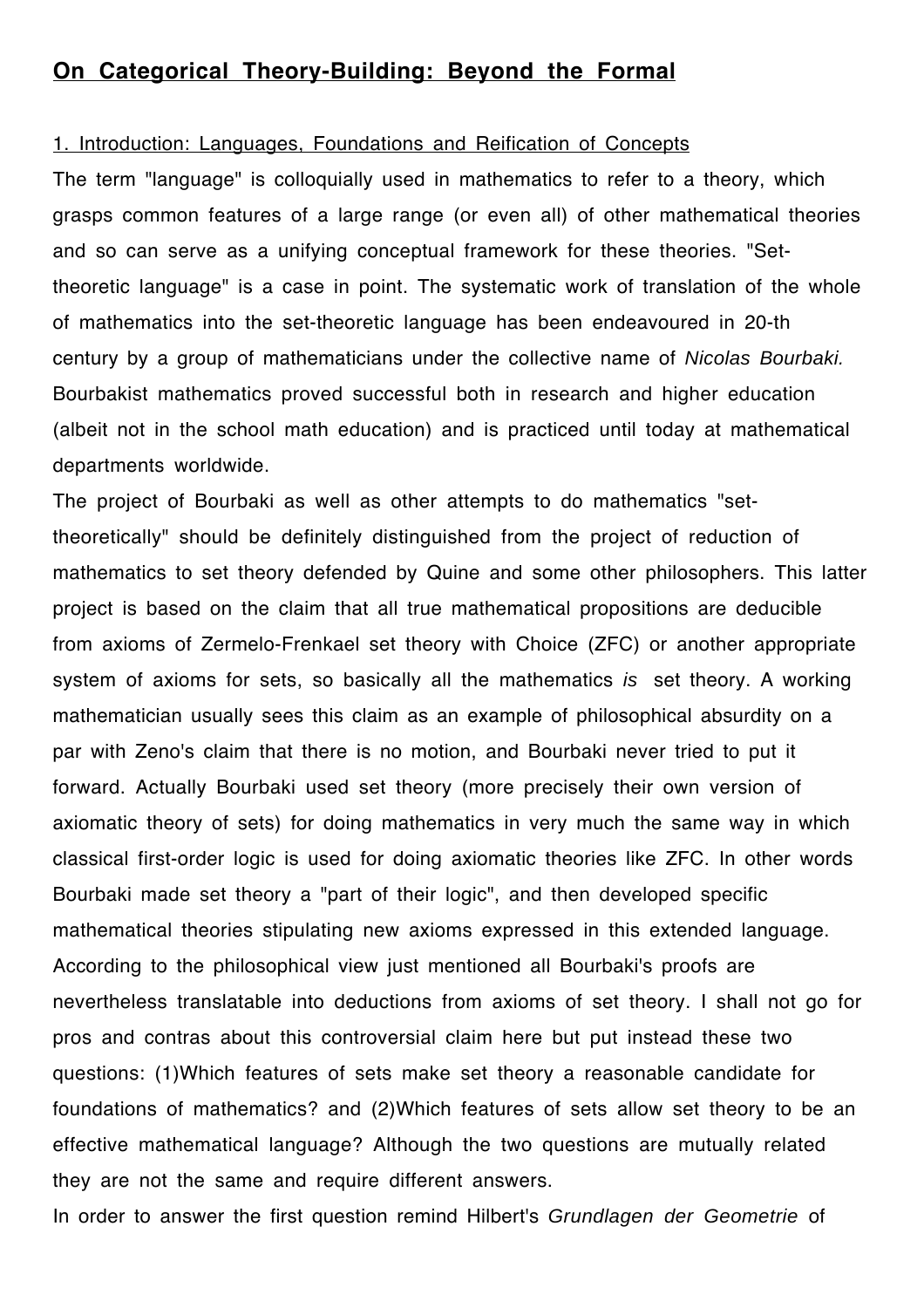# On Categorical Theory-Building: Beyond the Formal

## 1. Introduction: Languages, Foundations and Reification of Concepts

The term "language" is colloquially used in mathematics to refer to a theory, which grasps common features of a large range (or even all) of other mathematical theories and so can serve as a unifying conceptual framework for these theories. "Set-theoretic language" is a case in point. The systematic work of translation of the whole of mathematics into the set-theoretic language has been endeavoured in 20-th century by a group of mathematicians under the collective name of *Nicolas Bourbaki.* Bourbakist mathematics proved successful both in research and higher education (albeit not in the school math education) and is practiced until today at mathematical departments worldwide.

The project of Bourbaki as well as other attempts to do mathematics "set-theoretically" should be definitely distinguished from the project of reduction of mathematics to set theory defended by Quine and some other philosophers. This latter project is based on the claim that all true mathematical propositions are deducible from axioms of Zermelo-Frenkael set theory with Choice (ZFC) or another appropriate system of axioms for sets, so basically all the mathematics *is* set theory. A working mathematician usually sees this claim as an example of philosophical absurdity on a par with Zeno's claim that there is no motion, and Bourbaki never tried to put it forward. Actually Bourbaki used set theory (more precisely their own version of axiomatic theory of sets) for doing mathematics in very much the same way in which classical first-order logic is used for doing axiomatic theories like ZFC. In other words Bourbaki made set theory a "part of their logic", and then developed specific mathematical theories stipulating new axioms expressed in this extended language. According to the philosophical view just mentioned all Bourbaki's proofs are nevertheless translatable into deductions from axioms of set theory. I shall not go for pros and contras about this controversial claim here but put instead these two questions: (1)Which features of sets make set theory a reasonable candidate for foundations of mathematics? and (2)Which features of sets allow set theory to be an effective mathematical language? Although the two questions are mutually related they are not the same and require different answers.

In order to answer the first question remind Hilbert's *Grundlagen der Geometrie* of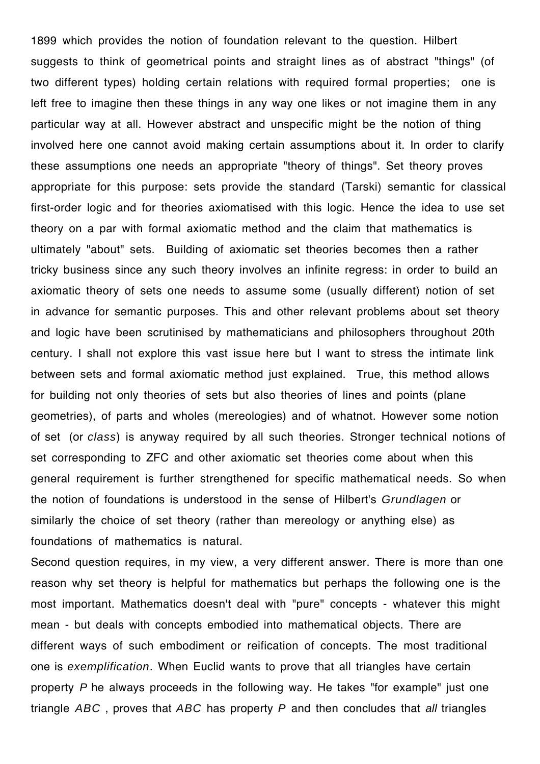1899 which provides the notion of foundation relevant to the question. Hilbert suggests to think of geometrical points and straight lines as of abstract "things" (of two different types) holding certain relations with required formal properties;  one is left free to imagine then these things in any way one likes or not imagine them in any particular way at all. However abstract and unspecific might be the notion of thing involved here one cannot avoid making certain assumptions about it. In order to clarify these assumptions one needs an appropriate "theory of things". Set theory proves appropriate for this purpose: sets provide the standard (Tarski) semantic for classical first-order logic and for theories axiomatised with this logic. Hence the idea to use set theory on a par with formal axiomatic method and the claim that mathematics is ultimately "about" sets.  Building of axiomatic set theories becomes then a rather tricky business since any such theory involves an infinite regress: in order to build an axiomatic theory of sets one needs to assume some (usually different) notion of set in advance for semantic purposes. This and other relevant problems about set theory and logic have been scrutinised by mathematicians and philosophers throughout 20th century. I shall not explore this vast issue here but I want to stress the intimate link between sets and formal axiomatic method just explained.  True, this method allows for building not only theories of sets but also theories of lines and points (plane geometries), of parts and wholes (mereologies) and of whatnot. However some notion of set  (or *class*) is anyway required by all such theories. Stronger technical notions of set corresponding to ZFC and other axiomatic set theories come about when this general requirement is further strengthened for specific mathematical needs. So when the notion of foundations is understood in the sense of Hilbert's *Grundlagen* or similarly the choice of set theory (rather than mereology or anything else) as foundations of mathematics is natural.

Second question requires, in my view, a very different answer. There is more than one reason why set theory is helpful for mathematics but perhaps the following one is the most important. Mathematics doesn't deal with "pure" concepts - whatever this might mean - but deals with concepts embodied into mathematical objects. There are different ways of such embodiment or reification of concepts. The most traditional one is *exemplification*. When Euclid wants to prove that all triangles have certain property $P$ he always proceeds in the following way. He takes "for example" just one triangle $ABC$ , proves that $ABC$ has property $P$ and then concludes that *all* triangles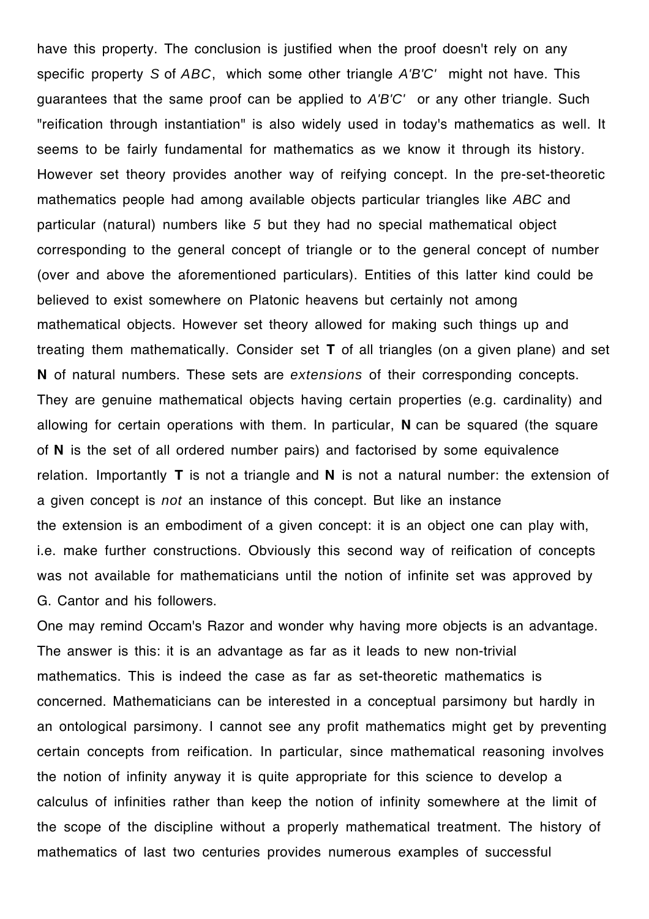have this property. The conclusion is justified when the proof doesn't rely on any specific property *S* of *ABC*, which some other triangle *A'B'C'* might not have. This guarantees that the same proof can be applied to *A'B'C'* or any other triangle. Such "reification through instantiation" is also widely used in today's mathematics as well. It seems to be fairly fundamental for mathematics as we know it through its history. However set theory provides another way of reifying concept. In the pre-set-theoretic mathematics people had among available objects particular triangles like *ABC* and particular (natural) numbers like *5* but they had no special mathematical object corresponding to the general concept of triangle or to the general concept of number (over and above the aforementioned particulars). Entities of this latter kind could be believed to exist somewhere on Platonic heavens but certainly not among mathematical objects. However set theory allowed for making such things up and treating them mathematically. Consider set **T** of all triangles (on a given plane) and set **N** of natural numbers. These sets are *extensions* of their corresponding concepts. They are genuine mathematical objects having certain properties (e.g. cardinality) and allowing for certain operations with them. In particular, **N** can be squared (the square of **N** is the set of all ordered number pairs) and factorised by some equivalence relation. Importantly **T** is not a triangle and **N** is not a natural number: the extension of a given concept is *not* an instance of this concept. But like an instance the extension is an embodiment of a given concept: it is an object one can play with, i.e. make further constructions. Obviously this second way of reification of concepts was not available for mathematicians until the notion of infinite set was approved by G. Cantor and his followers.

One may remind Occam's Razor and wonder why having more objects is an advantage. The answer is this: it is an advantage as far as it leads to new non-trivial mathematics. This is indeed the case as far as set-theoretic mathematics is concerned. Mathematicians can be interested in a conceptual parsimony but hardly in an ontological parsimony. I cannot see any profit mathematics might get by preventing certain concepts from reification. In particular, since mathematical reasoning involves the notion of infinity anyway it is quite appropriate for this science to develop a calculus of infinities rather than keep the notion of infinity somewhere at the limit of the scope of the discipline without a properly mathematical treatment. The history of mathematics of last two centuries provides numerous examples of successful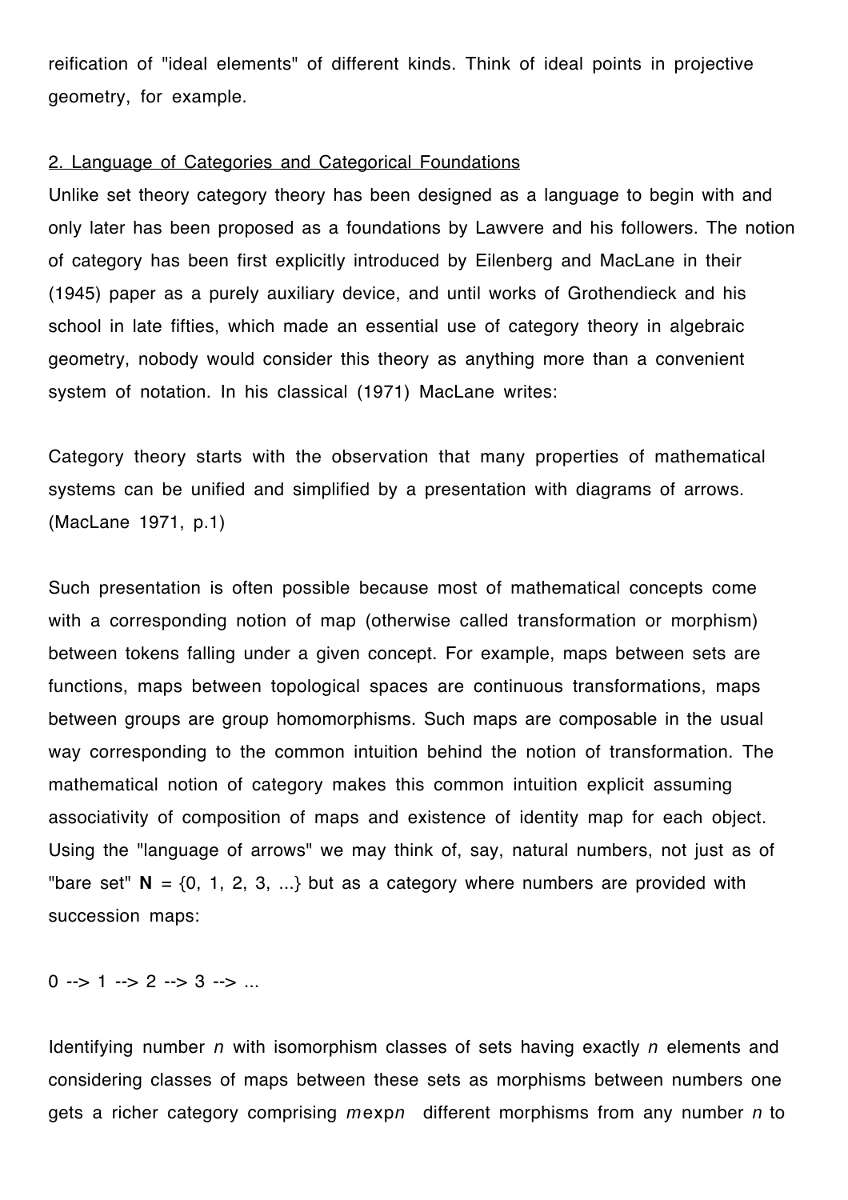reification of "ideal elements" of different kinds. Think of ideal points in projective geometry, for example.

## 2. Language of Categories and Categorical Foundations

Unlike set theory category theory has been designed as a language to begin with and only later has been proposed as a foundations by Lawvere and his followers. The notion of category has been first explicitly introduced by Eilenberg and MacLane in their (1945) paper as a purely auxiliary device, and until works of Grothendieck and his school in late fifties, which made an essential use of category theory in algebraic geometry, nobody would consider this theory as anything more than a convenient system of notation. In his classical (1971) MacLane writes:

Category theory starts with the observation that many properties of mathematical systems can be unified and simplified by a presentation with diagrams of arrows. (MacLane 1971, p.1)

Such presentation is often possible because most of mathematical concepts come with a corresponding notion of map (otherwise called transformation or morphism) between tokens falling under a given concept. For example, maps between sets are functions, maps between topological spaces are continuous transformations, maps between groups are group homomorphisms. Such maps are composable in the usual way corresponding to the common intuition behind the notion of transformation. The mathematical notion of category makes this common intuition explicit assuming associativity of composition of maps and existence of identity map for each object. Using the "language of arrows" we may think of, say, natural numbers, not just as of "bare set" **N** = {0, 1, 2, 3, ...} but as a category where numbers are provided with succession maps:

0 --> 1 --> 2 --> 3 --> ...

Identifying number *n* with isomorphism classes of sets having exactly *n* elements and considering classes of maps between these sets as morphisms between numbers one gets a richer category comprising $m$exp$n$ different morphisms from any number *n* to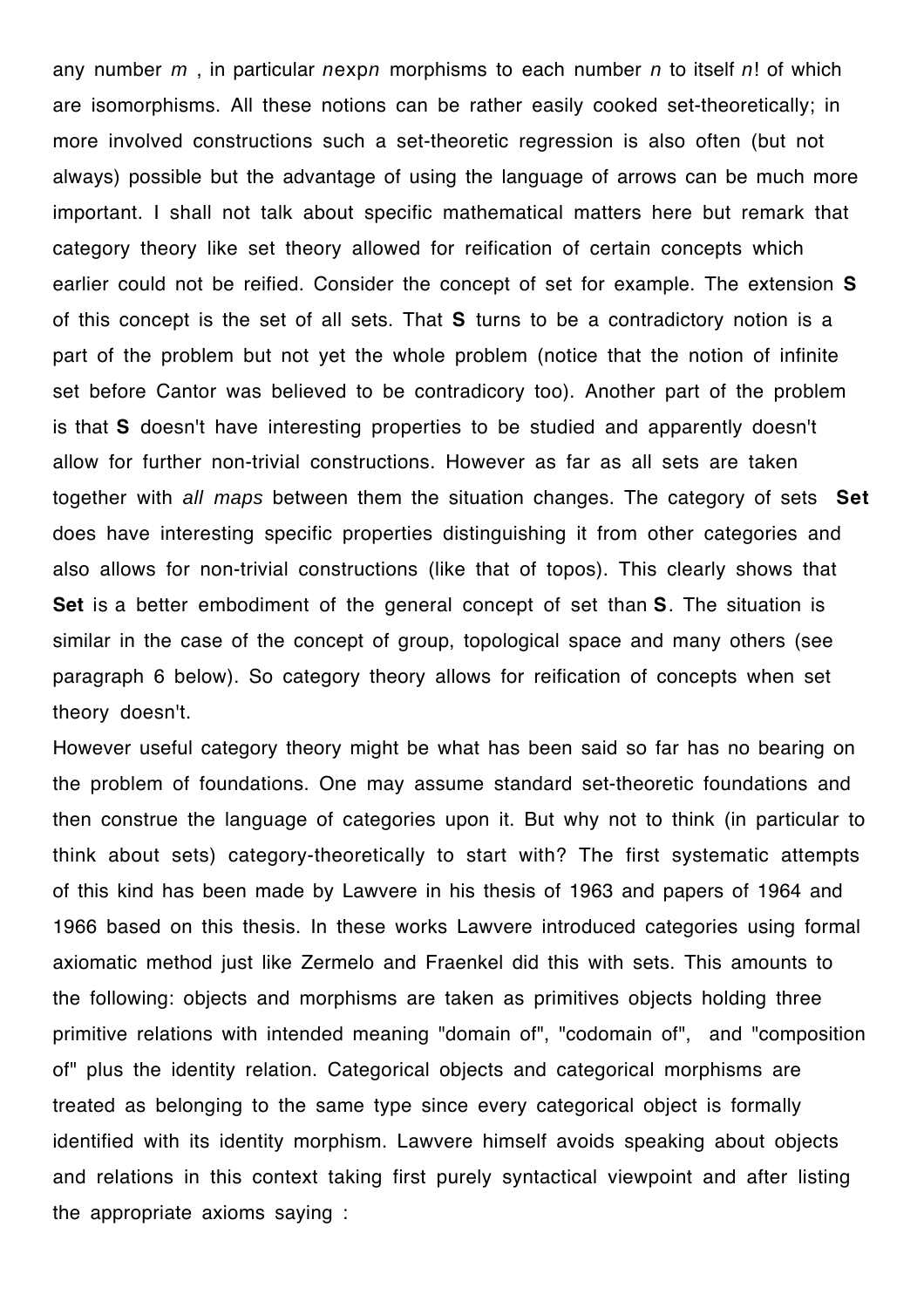any number $m$ , in particular $n\exp n$ morphisms to each number $n$ to itself $n!$ of which are isomorphisms. All these notions can be rather easily cooked set-theoretically; in more involved constructions such a set-theoretic regression is also often (but not always) possible but the advantage of using the language of arrows can be much more important. I shall not talk about specific mathematical matters here but remark that category theory like set theory allowed for reification of certain concepts which earlier could not be reified. Consider the concept of set for example. The extension **S** of this concept is the set of all sets. That **S** turns to be a contradictory notion is a part of the problem but not yet the whole problem (notice that the notion of infinite set before Cantor was believed to be contradicory too). Another part of the problem is that **S** doesn't have interesting properties to be studied and apparently doesn't allow for further non-trivial constructions. However as far as all sets are taken together with *all maps* between them the situation changes. The category of sets **Set** does have interesting specific properties distinguishing it from other categories and also allows for non-trivial constructions (like that of topos). This clearly shows that **Set** is a better embodiment of the general concept of set than **S**. The situation is similar in the case of the concept of group, topological space and many others (see paragraph 6 below). So category theory allows for reification of concepts when set theory doesn't.

However useful category theory might be what has been said so far has no bearing on the problem of foundations. One may assume standard set-theoretic foundations and then construe the language of categories upon it. But why not to think (in particular to think about sets) category-theoretically to start with? The first systematic attempts of this kind has been made by Lawvere in his thesis of 1963 and papers of 1964 and 1966 based on this thesis. In these works Lawvere introduced categories using formal axiomatic method just like Zermelo and Fraenkel did this with sets. This amounts to the following: objects and morphisms are taken as primitives objects holding three primitive relations with intended meaning "domain of", "codomain of", and "composition of" plus the identity relation. Categorical objects and categorical morphisms are treated as belonging to the same type since every categorical object is formally identified with its identity morphism. Lawvere himself avoids speaking about objects and relations in this context taking first purely syntactical viewpoint and after listing the appropriate axioms saying :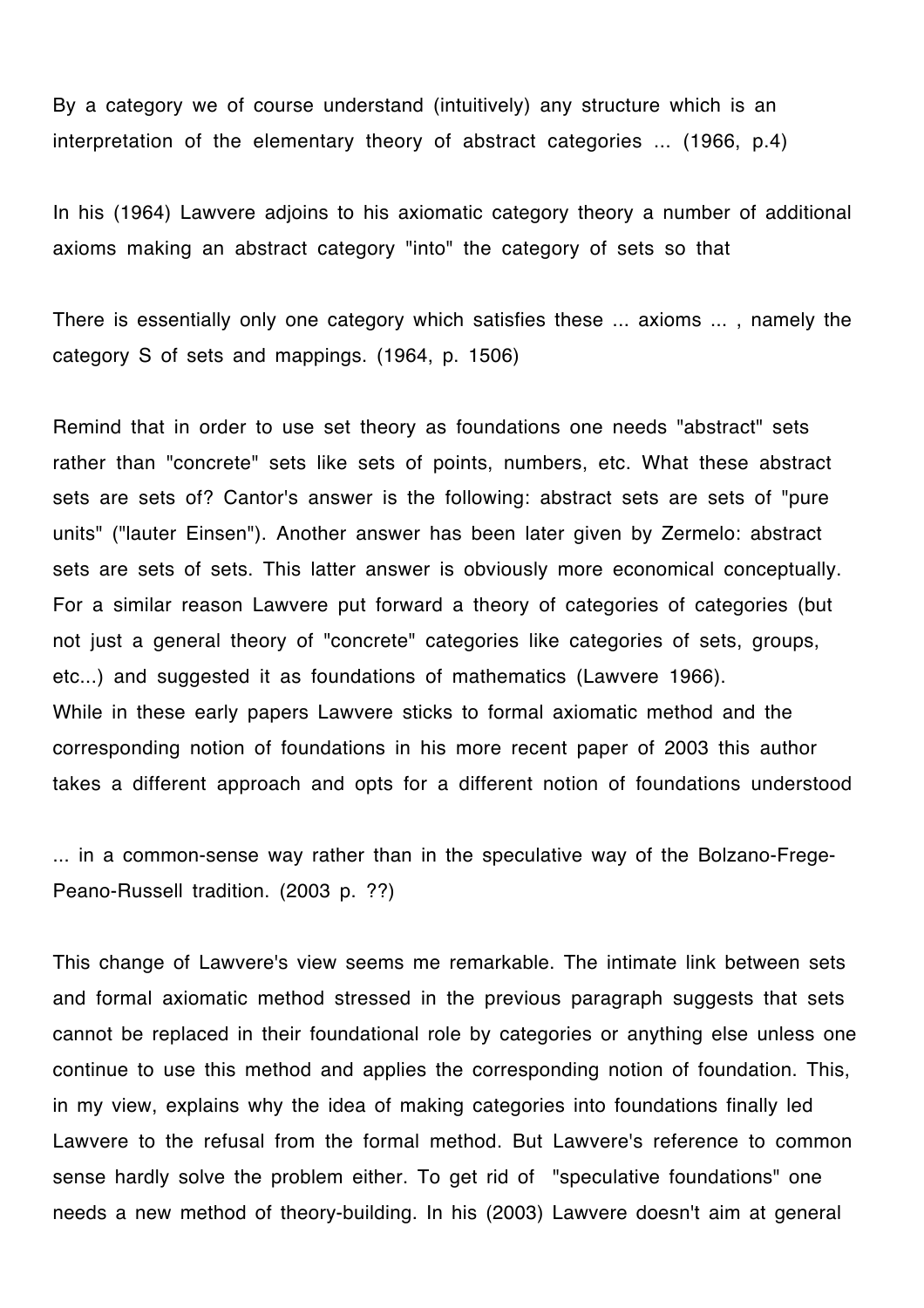By a category we of course understand (intuitively) any structure which is an interpretation of the elementary theory of abstract categories ... (1966, p.4)

In his (1964) Lawvere adjoins to his axiomatic category theory a number of additional axioms making an abstract category "into" the category of sets so that

There is essentially only one category which satisfies these ... axioms ... , namely the category S of sets and mappings. (1964, p. 1506)

Remind that in order to use set theory as foundations one needs "abstract" sets rather than "concrete" sets like sets of points, numbers, etc. What these abstract sets are sets of? Cantor's answer is the following: abstract sets are sets of "pure units" ("lauter Einsen"). Another answer has been later given by Zermelo: abstract sets are sets of sets. This latter answer is obviously more economical conceptually. For a similar reason Lawvere put forward a theory of categories of categories (but not just a general theory of "concrete" categories like categories of sets, groups, etc...) and suggested it as foundations of mathematics (Lawvere 1966).
While in these early papers Lawvere sticks to formal axiomatic method and the corresponding notion of foundations in his more recent paper of 2003 this author takes a different approach and opts for a different notion of foundations understood

... in a common-sense way rather than in the speculative way of the Bolzano-Frege-Peano-Russell tradition. (2003 p. ??)

This change of Lawvere's view seems me remarkable. The intimate link between sets and formal axiomatic method stressed in the previous paragraph suggests that sets cannot be replaced in their foundational role by categories or anything else unless one continue to use this method and applies the corresponding notion of foundation. This, in my view, explains why the idea of making categories into foundations finally led Lawvere to the refusal from the formal method. But Lawvere's reference to common sense hardly solve the problem either. To get rid of "speculative foundations" one needs a new method of theory-building. In his (2003) Lawvere doesn't aim at general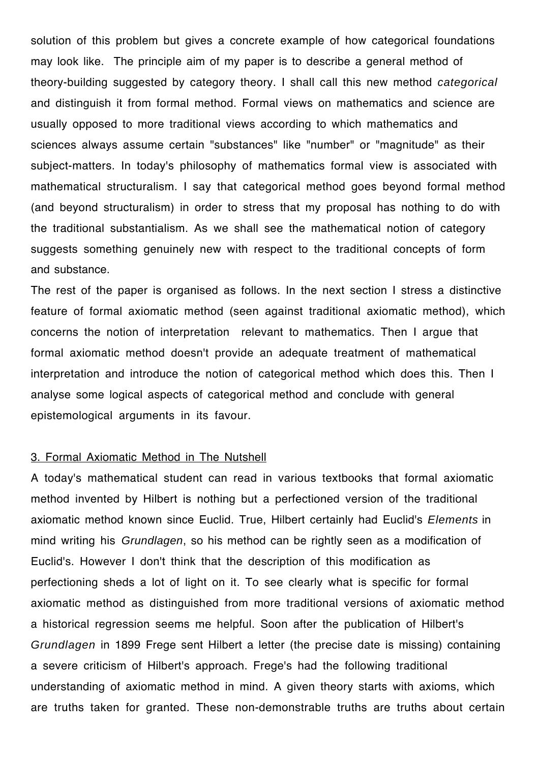solution of this problem but gives a concrete example of how categorical foundations may look like. The principle aim of my paper is to describe a general method of theory-building suggested by category theory. I shall call this new method *categorical* and distinguish it from formal method. Formal views on mathematics and science are usually opposed to more traditional views according to which mathematics and sciences always assume certain "substances" like "number" or "magnitude" as their subject-matters. In today's philosophy of mathematics formal view is associated with mathematical structuralism. I say that categorical method goes beyond formal method (and beyond structuralism) in order to stress that my proposal has nothing to do with the traditional substantialism. As we shall see the mathematical notion of category suggests something genuinely new with respect to the traditional concepts of form and substance.

The rest of the paper is organised as follows. In the next section I stress a distinctive feature of formal axiomatic method (seen against traditional axiomatic method), which concerns the notion of interpretation relevant to mathematics. Then I argue that formal axiomatic method doesn't provide an adequate treatment of mathematical interpretation and introduce the notion of categorical method which does this. Then I analyse some logical aspects of categorical method and conclude with general epistemological arguments in its favour.

## 3. Formal Axiomatic Method in The Nutshell

A today's mathematical student can read in various textbooks that formal axiomatic method invented by Hilbert is nothing but a perfectioned version of the traditional axiomatic method known since Euclid. True, Hilbert certainly had Euclid's *Elements* in mind writing his *Grundlagen*, so his method can be rightly seen as a modification of Euclid's. However I don't think that the description of this modification as perfectioning sheds a lot of light on it. To see clearly what is specific for formal axiomatic method as distinguished from more traditional versions of axiomatic method a historical regression seems me helpful. Soon after the publication of Hilbert's *Grundlagen* in 1899 Frege sent Hilbert a letter (the precise date is missing) containing a severe criticism of Hilbert's approach. Frege's had the following traditional understanding of axiomatic method in mind. A given theory starts with axioms, which are truths taken for granted. These non-demonstrable truths are truths about certain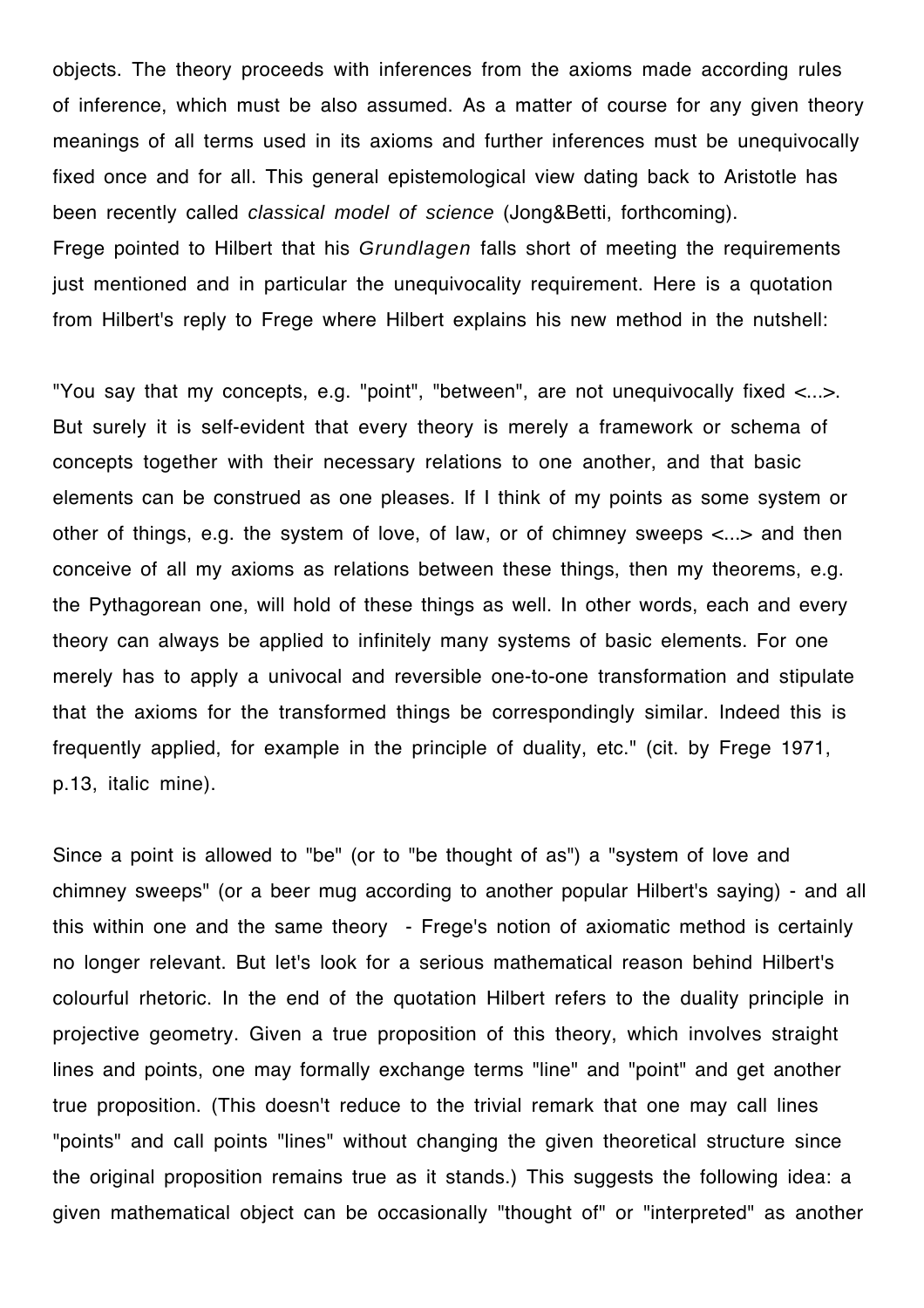objects. The theory proceeds with inferences from the axioms made according rules of inference, which must be also assumed. As a matter of course for any given theory meanings of all terms used in its axioms and further inferences must be unequivocally fixed once and for all. This general epistemological view dating back to Aristotle has been recently called *classical model of science* (Jong&Betti, forthcoming).
Frege pointed to Hilbert that his *Grundlagen* falls short of meeting the requirements just mentioned and in particular the unequivocality requirement. Here is a quotation from Hilbert's reply to Frege where Hilbert explains his new method in the nutshell:

"You say that my concepts, e.g. "point", "between", are not unequivocally fixed <...>. But surely it is self-evident that every theory is merely a framework or schema of concepts together with their necessary relations to one another, and that basic elements can be construed as one pleases. If I think of my points as some system or other of things, e.g. the system of love, of law, or of chimney sweeps <...> and then conceive of all my axioms as relations between these things, then my theorems, e.g. the Pythagorean one, will hold of these things as well. In other words, each and every theory can always be applied to infinitely many systems of basic elements. For one merely has to apply a univocal and reversible one-to-one transformation and stipulate that the axioms for the transformed things be correspondingly similar. Indeed this is frequently applied, for example in the principle of duality, etc." (cit. by Frege 1971, p.13, italic mine).

Since a point is allowed to "be" (or to "be thought of as") a "system of love and chimney sweeps" (or a beer mug according to another popular Hilbert's saying) - and all this within one and the same theory - Frege's notion of axiomatic method is certainly no longer relevant. But let's look for a serious mathematical reason behind Hilbert's colourful rhetoric. In the end of the quotation Hilbert refers to the duality principle in projective geometry. Given a true proposition of this theory, which involves straight lines and points, one may formally exchange terms "line" and "point" and get another true proposition. (This doesn't reduce to the trivial remark that one may call lines "points" and call points "lines" without changing the given theoretical structure since the original proposition remains true as it stands.) This suggests the following idea: a given mathematical object can be occasionally "thought of" or "interpreted" as another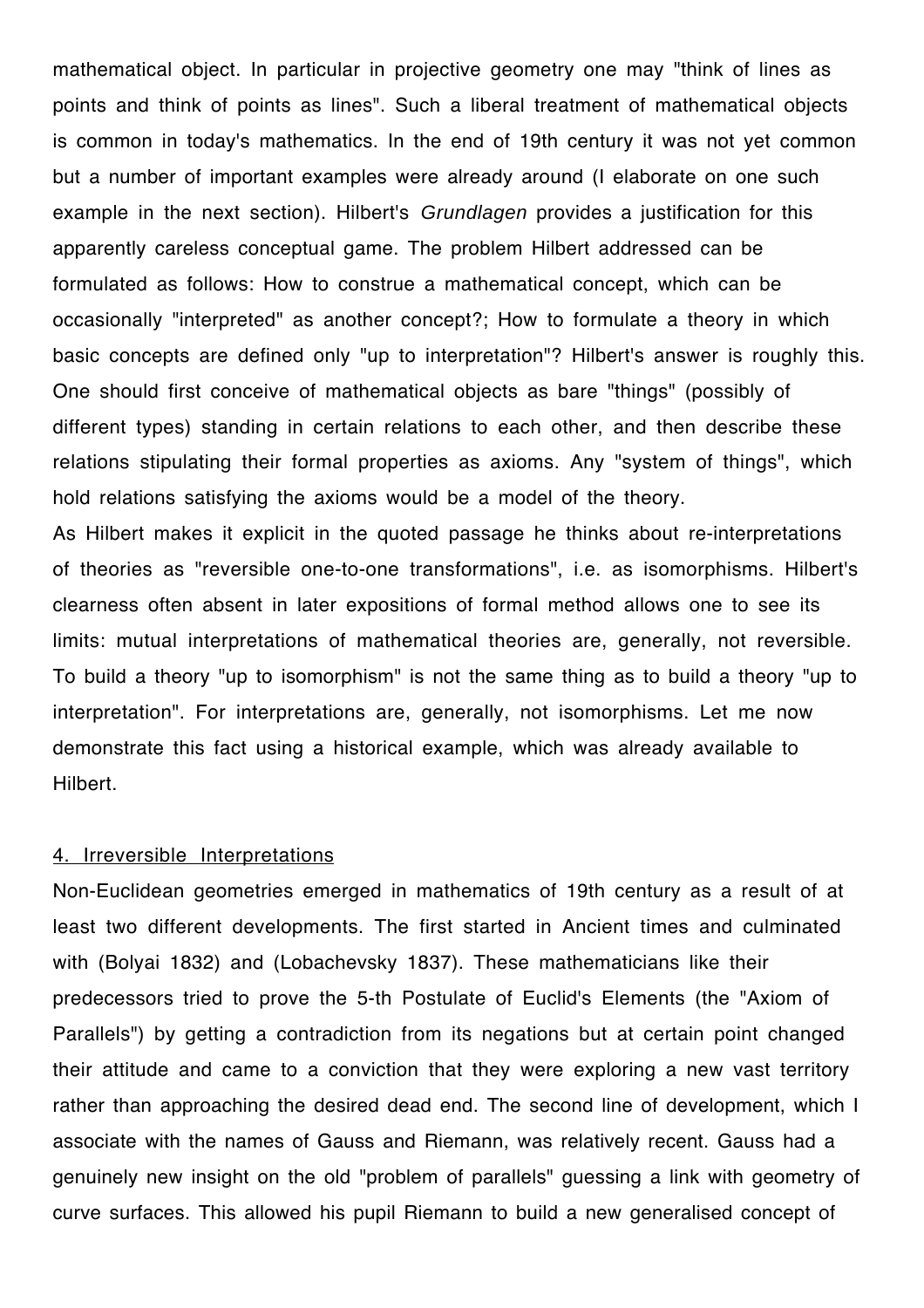mathematical object. In particular in projective geometry one may "think of lines as points and think of points as lines". Such a liberal treatment of mathematical objects is common in today's mathematics. In the end of 19th century it was not yet common but a number of important examples were already around (I elaborate on one such example in the next section). Hilbert's *Grundlagen* provides a justification for this apparently careless conceptual game. The problem Hilbert addressed can be formulated as follows: How to construe a mathematical concept, which can be occasionally "interpreted" as another concept?; How to formulate a theory in which basic concepts are defined only "up to interpretation"? Hilbert's answer is roughly this. One should first conceive of mathematical objects as bare "things" (possibly of different types) standing in certain relations to each other, and then describe these relations stipulating their formal properties as axioms. Any "system of things", which hold relations satisfying the axioms would be a model of the theory.

As Hilbert makes it explicit in the quoted passage he thinks about re-interpretations of theories as "reversible one-to-one transformations", i.e. as isomorphisms. Hilbert's clearness often absent in later expositions of formal method allows one to see its limits: mutual interpretations of mathematical theories are, generally, not reversible. To build a theory "up to isomorphism" is not the same thing as to build a theory "up to interpretation". For interpretations are, generally, not isomorphisms. Let me now demonstrate this fact using a historical example, which was already available to Hilbert.

## 4. Irreversible Interpretations

Non-Euclidean geometries emerged in mathematics of 19th century as a result of at least two different developments. The first started in Ancient times and culminated with (Bolyai 1832) and (Lobachevsky 1837). These mathematicians like their predecessors tried to prove the 5-th Postulate of Euclid's Elements (the "Axiom of Parallels") by getting a contradiction from its negations but at certain point changed their attitude and came to a conviction that they were exploring a new vast territory rather than approaching the desired dead end. The second line of development, which I associate with the names of Gauss and Riemann, was relatively recent. Gauss had a genuinely new insight on the old "problem of parallels" guessing a link with geometry of curve surfaces. This allowed his pupil Riemann to build a new generalised concept of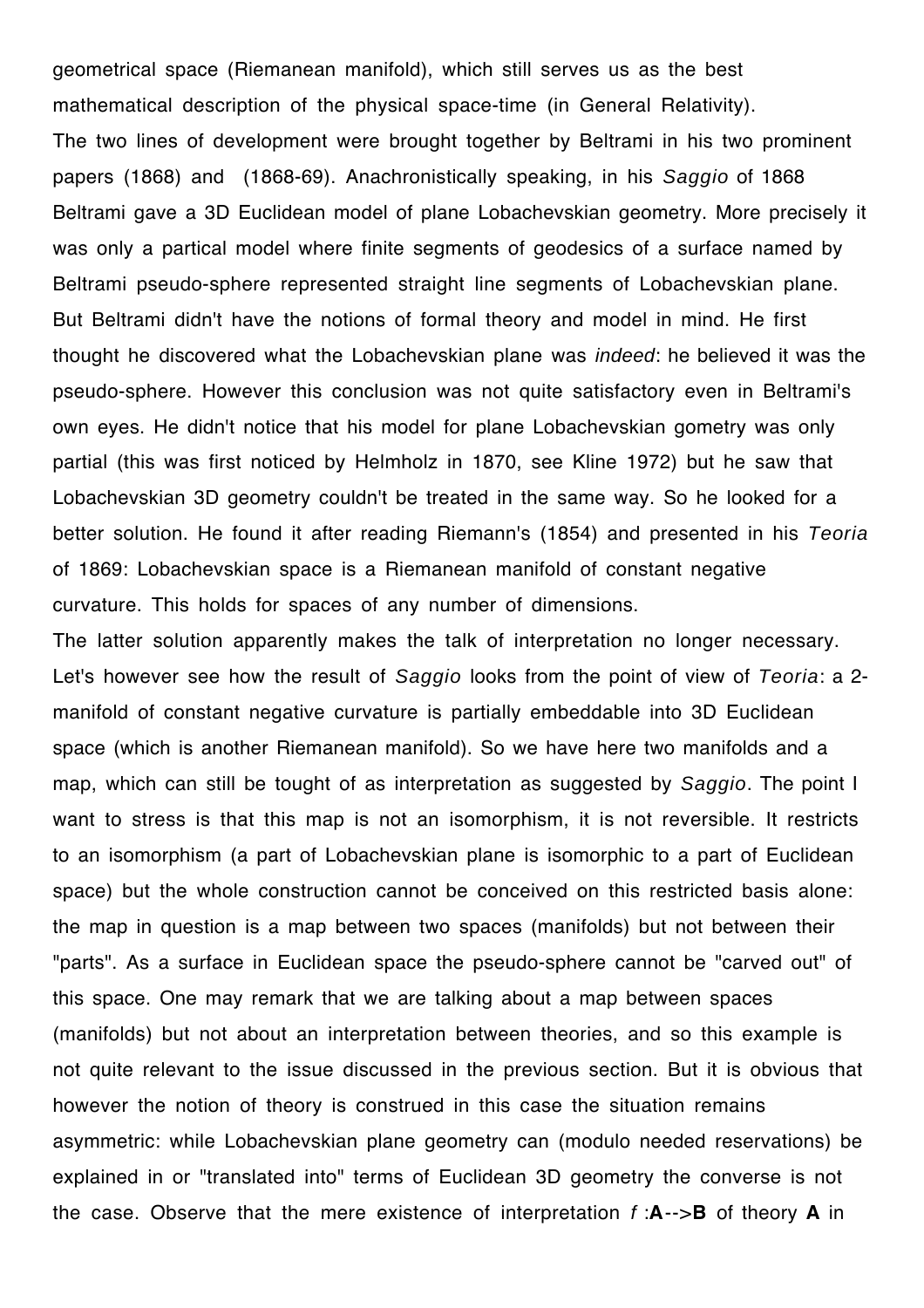geometrical space (Riemanean manifold), which still serves us as the best mathematical description of the physical space-time (in General Relativity).
The two lines of development were brought together by Beltrami in his two prominent papers (1868) and (1868-69). Anachronistically speaking, in his *Saggio* of 1868 Beltrami gave a 3D Euclidean model of plane Lobachevskian geometry. More precisely it was only a partical model where finite segments of geodesics of a surface named by Beltrami pseudo-sphere represented straight line segments of Lobachevskian plane. But Beltrami didn't have the notions of formal theory and model in mind. He first thought he discovered what the Lobachevskian plane was *indeed*: he believed it was the pseudo-sphere. However this conclusion was not quite satisfactory even in Beltrami's own eyes. He didn't notice that his model for plane Lobachevskian gometry was only partial (this was first noticed by Helmholz in 1870, see Kline 1972) but he saw that Lobachevskian 3D geometry couldn't be treated in the same way. So he looked for a better solution. He found it after reading Riemann's (1854) and presented in his *Teoria* of 1869: Lobachevskian space is a Riemanean manifold of constant negative curvature. This holds for spaces of any number of dimensions.
The latter solution apparently makes the talk of interpretation no longer necessary. Let's however see how the result of *Saggio* looks from the point of view of *Teoria*: a 2-manifold of constant negative curvature is partially embeddable into 3D Euclidean space (which is another Riemanean manifold). So we have here two manifolds and a map, which can still be tought of as interpretation as suggested by *Saggio*. The point I want to stress is that this map is not an isomorphism, it is not reversible. It restricts to an isomorphism (a part of Lobachevskian plane is isomorphic to a part of Euclidean space) but the whole construction cannot be conceived on this restricted basis alone: the map in question is a map between two spaces (manifolds) but not between their "parts". As a surface in Euclidean space the pseudo-sphere cannot be "carved out" of this space. One may remark that we are talking about a map between spaces (manifolds) but not about an interpretation between theories, and so this example is not quite relevant to the issue discussed in the previous section. But it is obvious that however the notion of theory is construed in this case the situation remains asymmetric: while Lobachevskian plane geometry can (modulo needed reservations) be explained in or "translated into" terms of Euclidean 3D geometry the converse is not the case. Observe that the mere existence of interpretation $f:\mathbf{A}\to\mathbf{B}$ of theory $\mathbf{A}$ in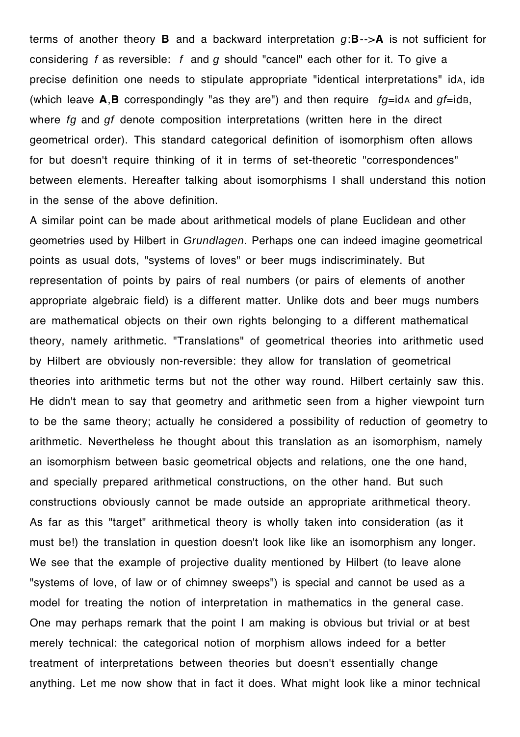terms of another theory **B** and a backward interpretation $g$:**B**-->**A** is not sufficient for considering $f$ as reversible: $f$ and $g$ should "cancel" each other for it. To give a precise definition one needs to stipulate appropriate "identical interpretations" $id_A$, $id_B$ (which leave **A**,**B** correspondingly "as they are") and then require $fg=id_A$ and $gf=id_B$, where $fg$ and $gf$ denote composition interpretations (written here in the direct geometrical order). This standard categorical definition of isomorphism often allows for but doesn't require thinking of it in terms of set-theoretic "correspondences" between elements. Hereafter talking about isomorphisms I shall understand this notion in the sense of the above definition.

A similar point can be made about arithmetical models of plane Euclidean and other geometries used by Hilbert in *Grundlagen*. Perhaps one can indeed imagine geometrical points as usual dots, "systems of loves" or beer mugs indiscriminately. But representation of points by pairs of real numbers (or pairs of elements of another appropriate algebraic field) is a different matter. Unlike dots and beer mugs numbers are mathematical objects on their own rights belonging to a different mathematical theory, namely arithmetic. "Translations" of geometrical theories into arithmetic used by Hilbert are obviously non-reversible: they allow for translation of geometrical theories into arithmetic terms but not the other way round. Hilbert certainly saw this. He didn't mean to say that geometry and arithmetic seen from a higher viewpoint turn to be the same theory; actually he considered a possibility of reduction of geometry to arithmetic. Nevertheless he thought about this translation as an isomorphism, namely an isomorphism between basic geometrical objects and relations, one the one hand, and specially prepared arithmetical constructions, on the other hand. But such constructions obviously cannot be made outside an appropriate arithmetical theory. As far as this "target" arithmetical theory is wholly taken into consideration (as it must be!) the translation in question doesn't look like like an isomorphism any longer. We see that the example of projective duality mentioned by Hilbert (to leave alone "systems of love, of law or of chimney sweeps") is special and cannot be used as a model for treating the notion of interpretation in mathematics in the general case.

One may perhaps remark that the point I am making is obvious but trivial or at best merely technical: the categorical notion of morphism allows indeed for a better treatment of interpretations between theories but doesn't essentially change anything. Let me now show that in fact it does. What might look like a minor technical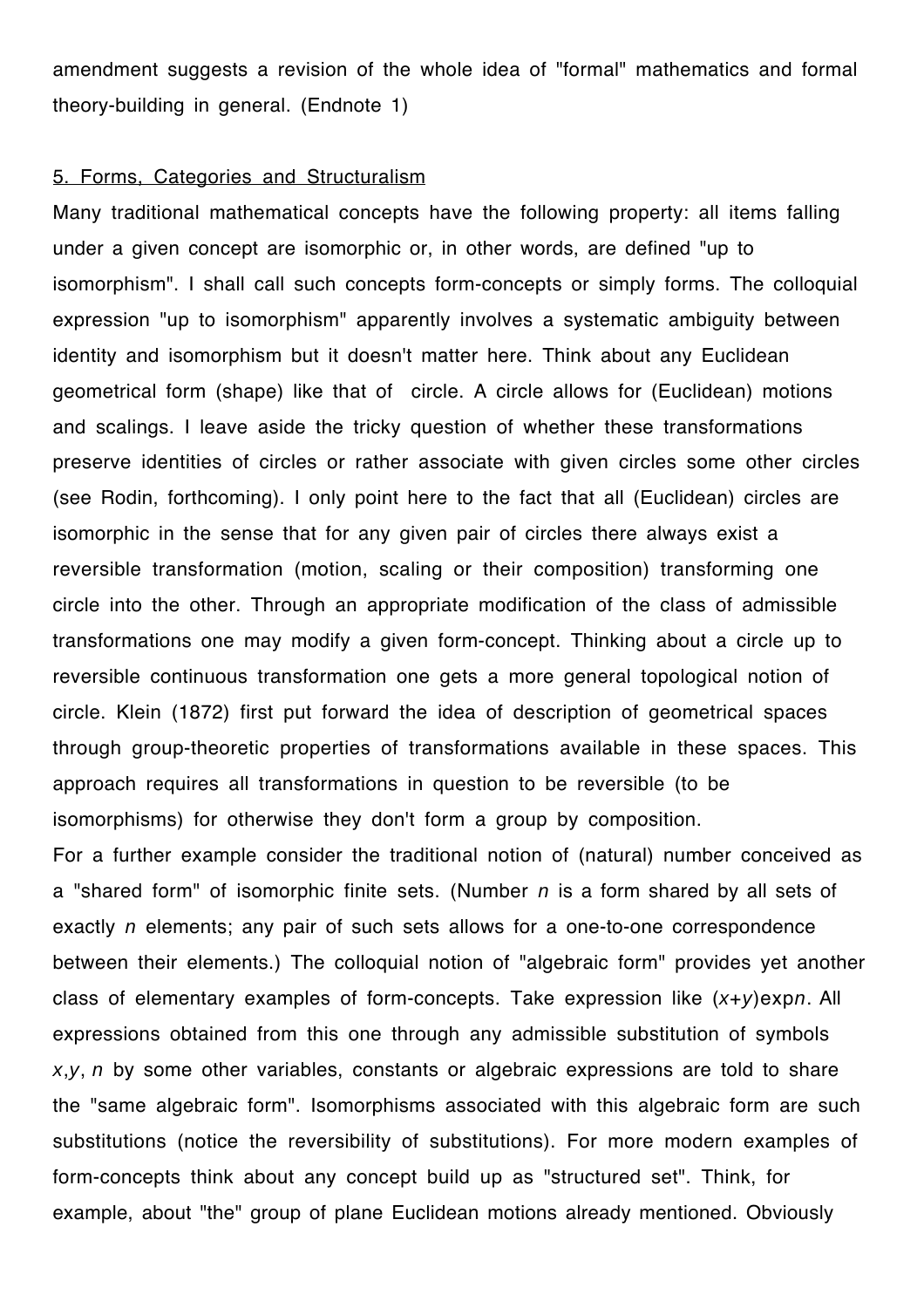amendment suggests a revision of the whole idea of "formal" mathematics and formal theory-building in general. (Endnote 1)

## 5. Forms, Categories and Structuralism

Many traditional mathematical concepts have the following property: all items falling under a given concept are isomorphic or, in other words, are defined "up to isomorphism". I shall call such concepts form-concepts or simply forms. The colloquial expression "up to isomorphism" apparently involves a systematic ambiguity between identity and isomorphism but it doesn't matter here. Think about any Euclidean geometrical form (shape) like that of circle. A circle allows for (Euclidean) motions and scalings. I leave aside the tricky question of whether these transformations preserve identities of circles or rather associate with given circles some other circles (see Rodin, forthcoming). I only point here to the fact that all (Euclidean) circles are isomorphic in the sense that for any given pair of circles there always exist a reversible transformation (motion, scaling or their composition) transforming one circle into the other. Through an appropriate modification of the class of admissible transformations one may modify a given form-concept. Thinking about a circle up to reversible continuous transformation one gets a more general topological notion of circle. Klein (1872) first put forward the idea of description of geometrical spaces through group-theoretic properties of transformations available in these spaces. This approach requires all transformations in question to be reversible (to be isomorphisms) for otherwise they don't form a group by composition.

For a further example consider the traditional notion of (natural) number conceived as a "shared form" of isomorphic finite sets. (Number $n$ is a form shared by all sets of exactly $n$ elements; any pair of such sets allows for a one-to-one correspondence between their elements.) The colloquial notion of "algebraic form" provides yet another class of elementary examples of form-concepts. Take expression like $(x+y)$exp$n$. All expressions obtained from this one through any admissible substitution of symbols $x$,$y$, $n$ by some other variables, constants or algebraic expressions are told to share the "same algebraic form". Isomorphisms associated with this algebraic form are such substitutions (notice the reversibility of substitutions). For more modern examples of form-concepts think about any concept build up as "structured set". Think, for example, about "the" group of plane Euclidean motions already mentioned. Obviously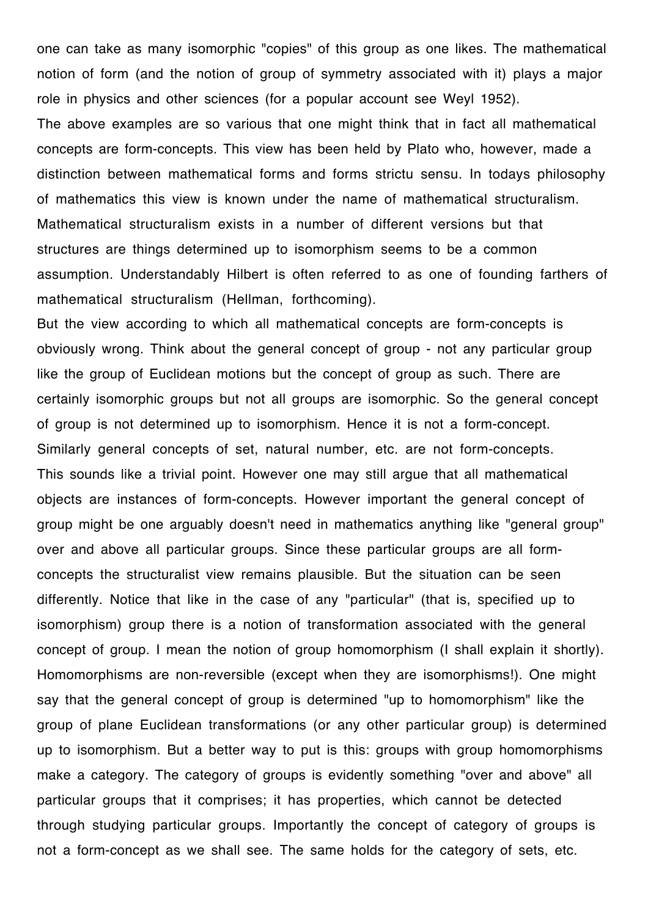one can take as many isomorphic "copies" of this group as one likes. The mathematical notion of form (and the notion of group of symmetry associated with it) plays a major role in physics and other sciences (for a popular account see Weyl 1952).

The above examples are so various that one might think that in fact all mathematical concepts are form-concepts. This view has been held by Plato who, however, made a distinction between mathematical forms and forms strictu sensu. In todays philosophy of mathematics this view is known under the name of mathematical structuralism. Mathematical structuralism exists in a number of different versions but that structures are things determined up to isomorphism seems to be a common assumption. Understandably Hilbert is often referred to as one of founding farthers of mathematical structuralism (Hellman, forthcoming).

But the view according to which all mathematical concepts are form-concepts is obviously wrong. Think about the general concept of group - not any particular group like the group of Euclidean motions but the concept of group as such. There are certainly isomorphic groups but not all groups are isomorphic. So the general concept of group is not determined up to isomorphism. Hence it is not a form-concept. Similarly general concepts of set, natural number, etc. are not form-concepts.

This sounds like a trivial point. However one may still argue that all mathematical objects are instances of form-concepts. However important the general concept of group might be one arguably doesn't need in mathematics anything like "general group" over and above all particular groups. Since these particular groups are all form-concepts the structuralist view remains plausible. But the situation can be seen differently. Notice that like in the case of any "particular" (that is, specified up to isomorphism) group there is a notion of transformation associated with the general concept of group. I mean the notion of group homomorphism (I shall explain it shortly). Homomorphisms are non-reversible (except when they are isomorphisms!). One might say that the general concept of group is determined "up to homomorphism" like the group of plane Euclidean transformations (or any other particular group) is determined up to isomorphism. But a better way to put is this: groups with group homomorphisms make a category. The category of groups is evidently something "over and above" all particular groups that it comprises; it has properties, which cannot be detected through studying particular groups. Importantly the concept of category of groups is not a form-concept as we shall see. The same holds for the category of sets, etc.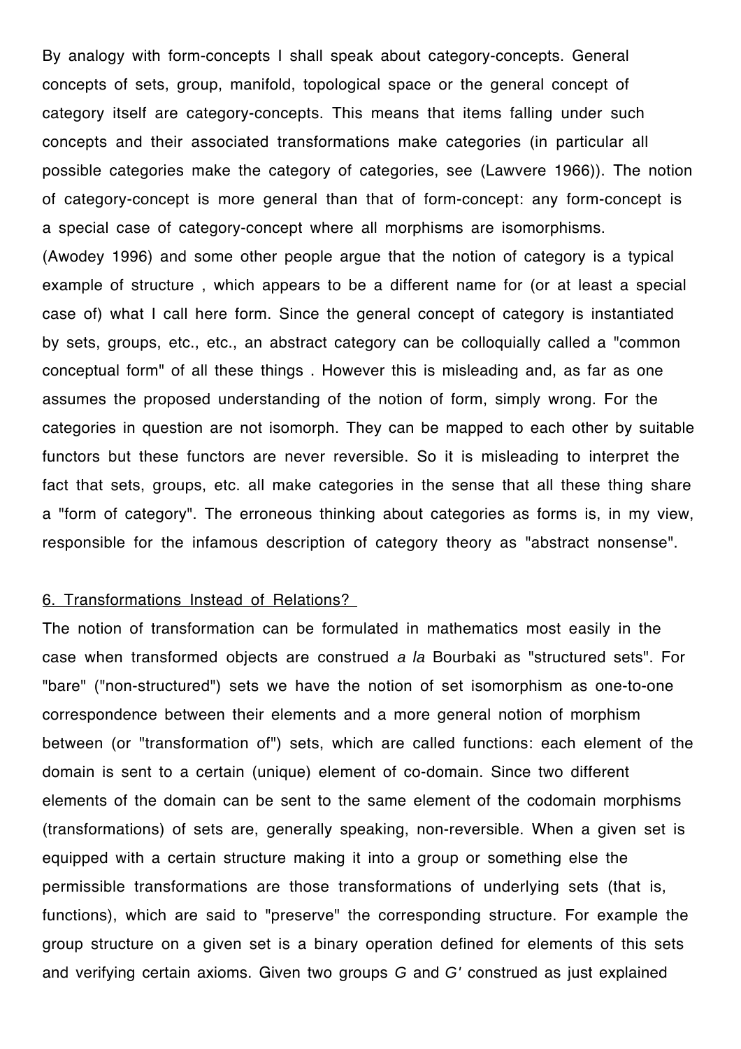By analogy with form-concepts I shall speak about category-concepts. General concepts of sets, group, manifold, topological space or the general concept of category itself are category-concepts. This means that items falling under such concepts and their associated transformations make categories (in particular all possible categories make the category of categories, see (Lawvere 1966)). The notion of category-concept is more general than that of form-concept: any form-concept is a special case of category-concept where all morphisms are isomorphisms.
(Awodey 1996) and some other people argue that the notion of category is a typical example of structure , which appears to be a different name for (or at least a special case of) what I call here form. Since the general concept of category is instantiated by sets, groups, etc., etc., an abstract category can be colloquially called a "common conceptual form" of all these things . However this is misleading and, as far as one assumes the proposed understanding of the notion of form, simply wrong. For the categories in question are not isomorph. They can be mapped to each other by suitable functors but these functors are never reversible. So it is misleading to interpret the fact that sets, groups, etc. all make categories in the sense that all these thing share a "form of category". The erroneous thinking about categories as forms is, in my view, responsible for the infamous description of category theory as "abstract nonsense".

## 6. Transformations Instead of Relations?

The notion of transformation can be formulated in mathematics most easily in the case when transformed objects are construed *a la* Bourbaki as "structured sets". For "bare" ("non-structured") sets we have the notion of set isomorphism as one-to-one correspondence between their elements and a more general notion of morphism between (or "transformation of") sets, which are called functions: each element of the domain is sent to a certain (unique) element of co-domain. Since two different elements of the domain can be sent to the same element of the codomain morphisms (transformations) of sets are, generally speaking, non-reversible. When a given set is equipped with a certain structure making it into a group or something else the permissible transformations are those transformations of underlying sets (that is, functions), which are said to "preserve" the corresponding structure. For example the group structure on a given set is a binary operation defined for elements of this sets and verifying certain axioms. Given two groups $G$ and $G'$ construed as just explained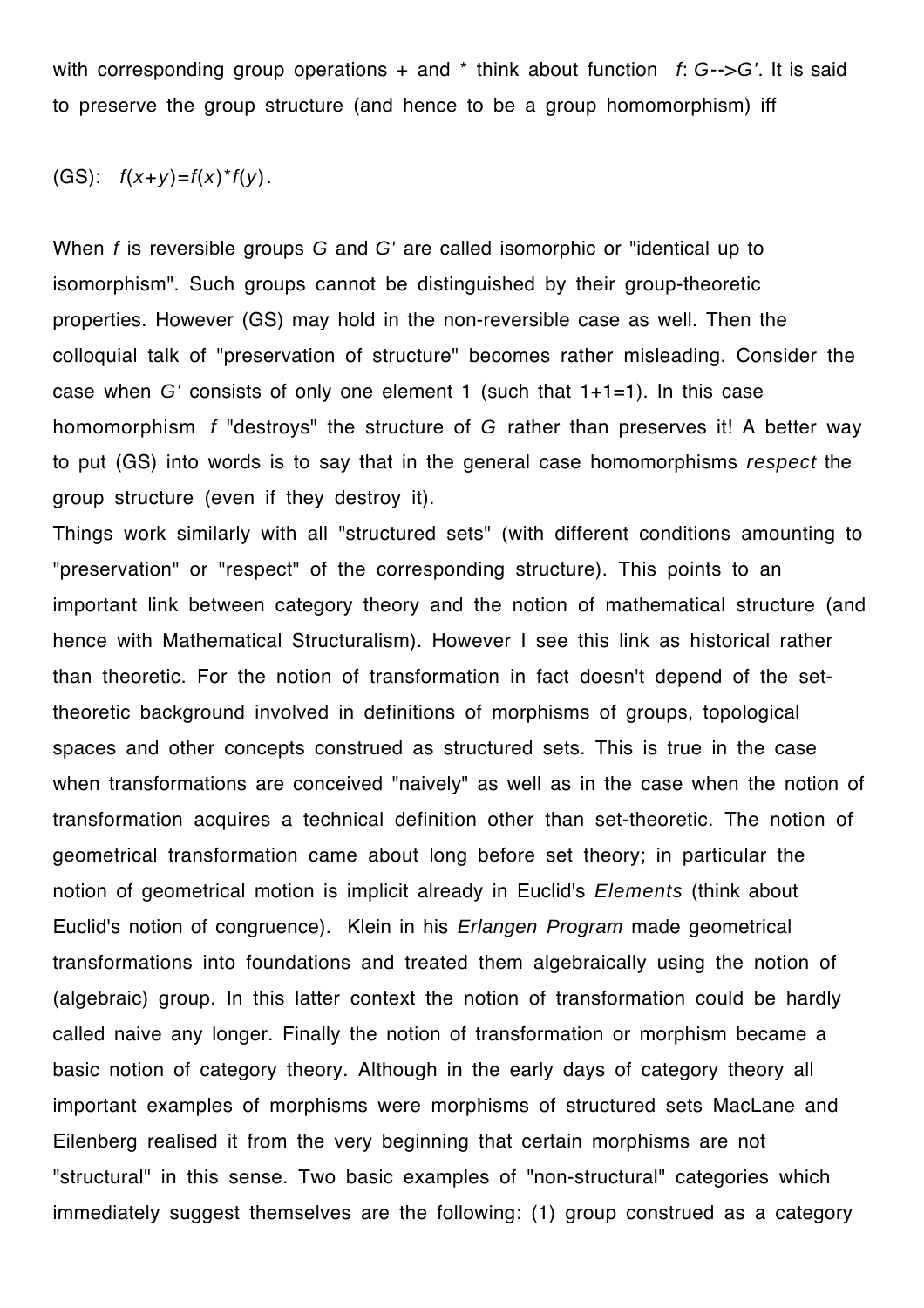with corresponding group operations + and * think about function $f: G \to G'$. It is said to preserve the group structure (and hence to be a group homomorphism) iff

(GS): $f(x+y)=f(x)*f(y)$.

When $f$ is reversible groups $G$ and $G'$ are called isomorphic or "identical up to isomorphism". Such groups cannot be distinguished by their group-theoretic properties. However (GS) may hold in the non-reversible case as well. Then the colloquial talk of "preservation of structure" becomes rather misleading. Consider the case when $G'$ consists of only one element 1 (such that 1+1=1). In this case homomorphism $f$ "destroys" the structure of $G$ rather than preserves it! A better way to put (GS) into words is to say that in the general case homomorphisms *respect* the group structure (even if they destroy it).

Things work similarly with all "structured sets" (with different conditions amounting to "preservation" or "respect" of the corresponding structure). This points to an important link between category theory and the notion of mathematical structure (and hence with Mathematical Structuralism). However I see this link as historical rather than theoretic. For the notion of transformation in fact doesn't depend of the set-theoretic background involved in definitions of morphisms of groups, topological spaces and other concepts construed as structured sets. This is true in the case when transformations are conceived "naively" as well as in the case when the notion of transformation acquires a technical definition other than set-theoretic. The notion of geometrical transformation came about long before set theory; in particular the notion of geometrical motion is implicit already in Euclid's *Elements* (think about Euclid's notion of congruence). Klein in his *Erlangen Program* made geometrical transformations into foundations and treated them algebraically using the notion of (algebraic) group. In this latter context the notion of transformation could be hardly called naive any longer. Finally the notion of transformation or morphism became a basic notion of category theory. Although in the early days of category theory all important examples of morphisms were morphisms of structured sets MacLane and Eilenberg realised it from the very beginning that certain morphisms are not "structural" in this sense. Two basic examples of "non-structural" categories which immediately suggest themselves are the following: (1) group construed as a category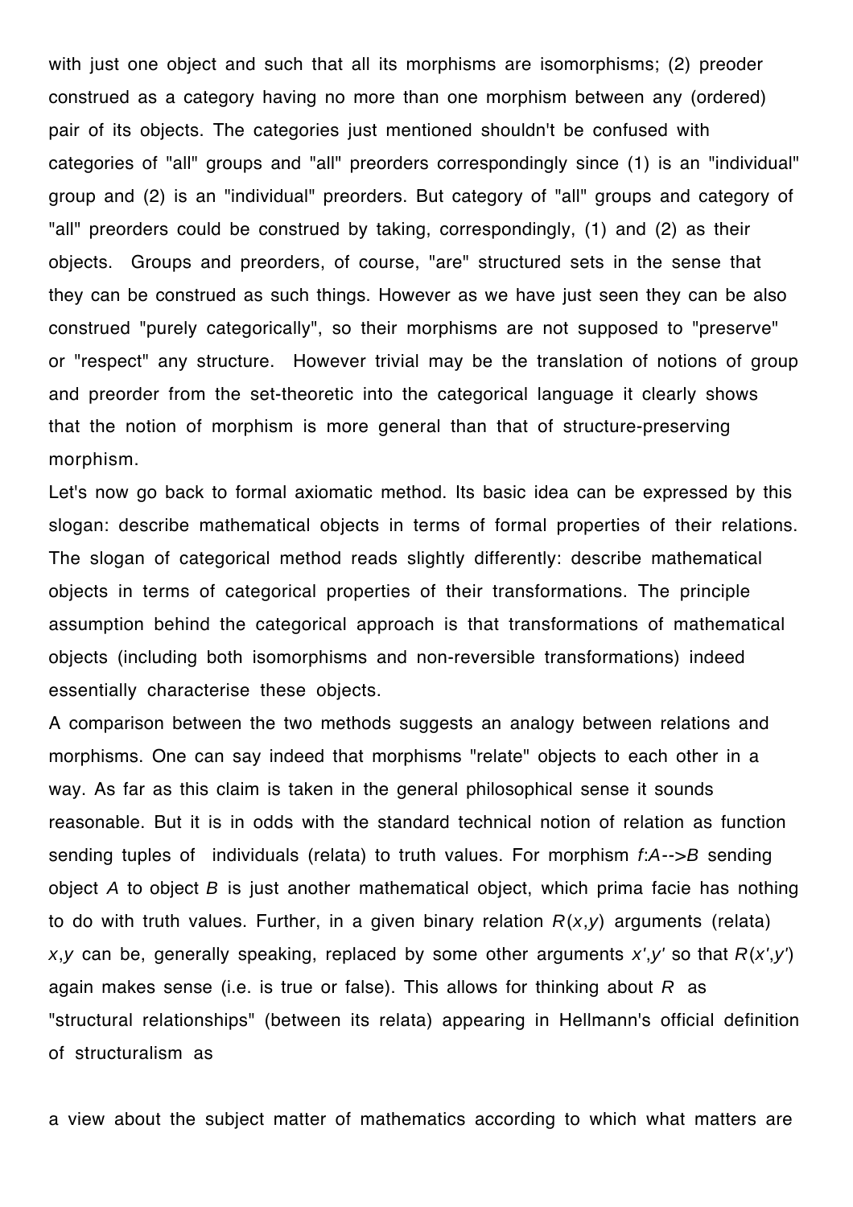with just one object and such that all its morphisms are isomorphisms; (2) preoder construed as a category having no more than one morphism between any (ordered) pair of its objects. The categories just mentioned shouldn't be confused with categories of "all" groups and "all" preorders correspondingly since (1) is an "individual" group and (2) is an "individual" preorders. But category of "all" groups and category of "all" preorders could be construed by taking, correspondingly, (1) and (2) as their objects. Groups and preorders, of course, "are" structured sets in the sense that they can be construed as such things. However as we have just seen they can be also construed "purely categorically", so their morphisms are not supposed to "preserve" or "respect" any structure. However trivial may be the translation of notions of group and preorder from the set-theoretic into the categorical language it clearly shows that the notion of morphism is more general than that of structure-preserving morphism.

Let's now go back to formal axiomatic method. Its basic idea can be expressed by this slogan: describe mathematical objects in terms of formal properties of their relations. The slogan of categorical method reads slightly differently: describe mathematical objects in terms of categorical properties of their transformations. The principle assumption behind the categorical approach is that transformations of mathematical objects (including both isomorphisms and non-reversible transformations) indeed essentially characterise these objects.

A comparison between the two methods suggests an analogy between relations and morphisms. One can say indeed that morphisms "relate" objects to each other in a way. As far as this claim is taken in the general philosophical sense it sounds reasonable. But it is in odds with the standard technical notion of relation as function sending tuples of individuals (relata) to truth values. For morphism $f:A\text{-->}B$ sending object $A$ to object $B$ is just another mathematical object, which prima facie has nothing to do with truth values. Further, in a given binary relation $R(x,y)$ arguments (relata) $x,y$ can be, generally speaking, replaced by some other arguments $x',y'$ so that $R(x',y')$ again makes sense (i.e. is true or false). This allows for thinking about $R$ as "structural relationships" (between its relata) appearing in Hellmann's official definition of structuralism as

a view about the subject matter of mathematics according to which what matters are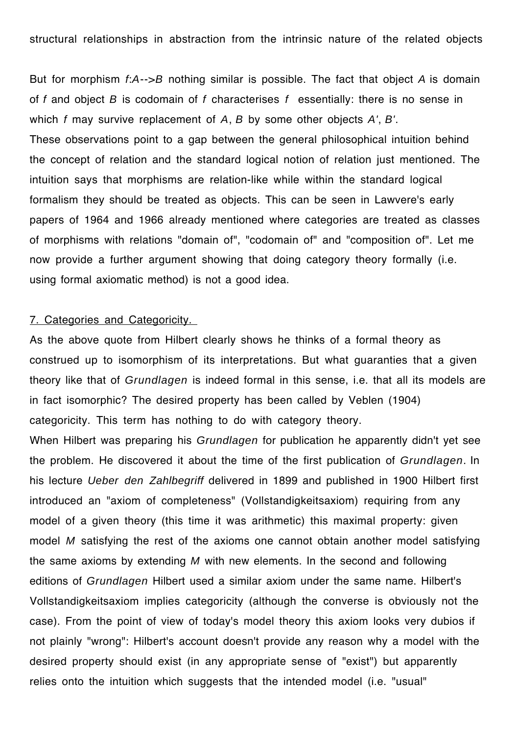structural relationships in abstraction from the intrinsic nature of the related objects

But for morphism $f:A\to B$ nothing similar is possible. The fact that object $A$ is domain of $f$ and object $B$ is codomain of $f$ characterises $f$ essentially: there is no sense in which $f$ may survive replacement of $A$, $B$ by some other objects $A'$, $B'$.
These observations point to a gap between the general philosophical intuition behind the concept of relation and the standard logical notion of relation just mentioned. The intuition says that morphisms are relation-like while within the standard logical formalism they should be treated as objects. This can be seen in Lawvere's early papers of 1964 and 1966 already mentioned where categories are treated as classes of morphisms with relations "domain of", "codomain of" and "composition of". Let me now provide a further argument showing that doing category theory formally (i.e. using formal axiomatic method) is not a good idea.

## 7. Categories and Categoricity.

As the above quote from Hilbert clearly shows he thinks of a formal theory as construed up to isomorphism of its interpretations. But what guaranties that a given theory like that of *Grundlagen* is indeed formal in this sense, i.e. that all its models are in fact isomorphic? The desired property has been called by Veblen (1904) categoricity. This term has nothing to do with category theory.
When Hilbert was preparing his *Grundlagen* for publication he apparently didn't yet see the problem. He discovered it about the time of the first publication of *Grundlagen*. In his lecture *Ueber den Zahlbegriff* delivered in 1899 and published in 1900 Hilbert first introduced an "axiom of completeness" (Vollstandigkeitsaxiom) requiring from any model of a given theory (this time it was arithmetic) this maximal property: given model $M$ satisfying the rest of the axioms one cannot obtain another model satisfying the same axioms by extending $M$ with new elements. In the second and following editions of *Grundlagen* Hilbert used a similar axiom under the same name. Hilbert's Vollstandigkeitsaxiom implies categoricity (although the converse is obviously not the case). From the point of view of today's model theory this axiom looks very dubios if not plainly "wrong": Hilbert's account doesn't provide any reason why a model with the desired property should exist (in any appropriate sense of "exist") but apparently relies onto the intuition which suggests that the intended model (i.e. "usual"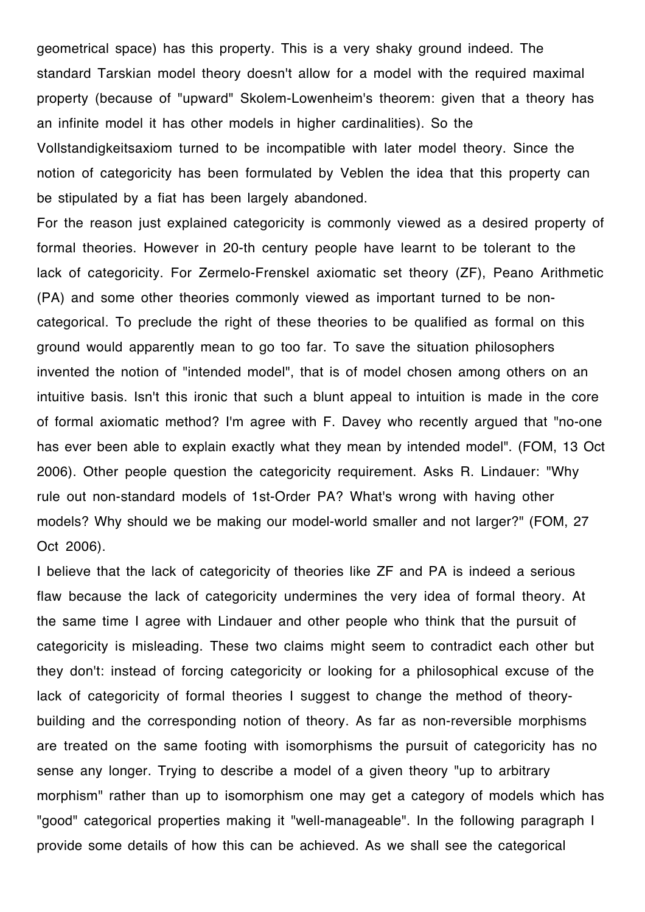geometrical space) has this property. This is a very shaky ground indeed. The standard Tarskian model theory doesn't allow for a model with the required maximal property (because of "upward" Skolem-Lowenheim's theorem: given that a theory has an infinite model it has other models in higher cardinalities). So the Vollstandigkeitsaxiom turned to be incompatible with later model theory. Since the notion of categoricity has been formulated by Veblen the idea that this property can be stipulated by a fiat has been largely abandoned.

For the reason just explained categoricity is commonly viewed as a desired property of formal theories. However in 20-th century people have learnt to be tolerant to the lack of categoricity. For Zermelo-Frenskel axiomatic set theory (ZF), Peano Arithmetic (PA) and some other theories commonly viewed as important turned to be non-categorical. To preclude the right of these theories to be qualified as formal on this ground would apparently mean to go too far. To save the situation philosophers invented the notion of "intended model", that is of model chosen among others on an intuitive basis. Isn't this ironic that such a blunt appeal to intuition is made in the core of formal axiomatic method? I'm agree with F. Davey who recently argued that "no-one has ever been able to explain exactly what they mean by intended model". (FOM, 13 Oct 2006). Other people question the categoricity requirement. Asks R. Lindauer: "Why rule out non-standard models of 1st-Order PA? What's wrong with having other models? Why should we be making our model-world smaller and not larger?" (FOM, 27 Oct 2006).

I believe that the lack of categoricity of theories like ZF and PA is indeed a serious flaw because the lack of categoricity undermines the very idea of formal theory. At the same time I agree with Lindauer and other people who think that the pursuit of categoricity is misleading. These two claims might seem to contradict each other but they don't: instead of forcing categoricity or looking for a philosophical excuse of the lack of categoricity of formal theories I suggest to change the method of theory-building and the corresponding notion of theory. As far as non-reversible morphisms are treated on the same footing with isomorphisms the pursuit of categoricity has no sense any longer. Trying to describe a model of a given theory "up to arbitrary morphism" rather than up to isomorphism one may get a category of models which has "good" categorical properties making it "well-manageable". In the following paragraph I provide some details of how this can be achieved. As we shall see the categorical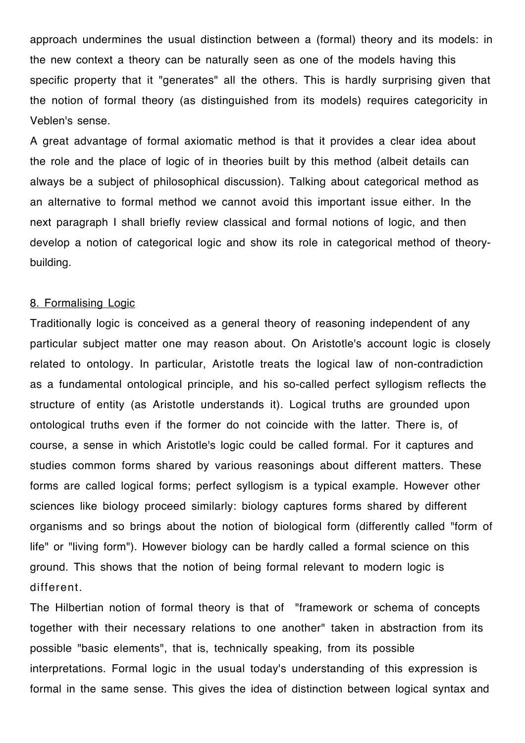approach undermines the usual distinction between a (formal) theory and its models: in the new context a theory can be naturally seen as one of the models having this specific property that it "generates" all the others. This is hardly surprising given that the notion of formal theory (as distinguished from its models) requires categoricity in Veblen's sense.

A great advantage of formal axiomatic method is that it provides a clear idea about the role and the place of logic of in theories built by this method (albeit details can always be a subject of philosophical discussion). Talking about categorical method as an alternative to formal method we cannot avoid this important issue either. In the next paragraph I shall briefly review classical and formal notions of logic, and then develop a notion of categorical logic and show its role in categorical method of theory-building.

## 8. Formalising Logic

Traditionally logic is conceived as a general theory of reasoning independent of any particular subject matter one may reason about. On Aristotle's account logic is closely related to ontology. In particular, Aristotle treats the logical law of non-contradiction as a fundamental ontological principle, and his so-called perfect syllogism reflects the structure of entity (as Aristotle understands it). Logical truths are grounded upon ontological truths even if the former do not coincide with the latter. There is, of course, a sense in which Aristotle's logic could be called formal. For it captures and studies common forms shared by various reasonings about different matters. These forms are called logical forms; perfect syllogism is a typical example. However other sciences like biology proceed similarly: biology captures forms shared by different organisms and so brings about the notion of biological form (differently called "form of life" or "living form"). However biology can be hardly called a formal science on this ground. This shows that the notion of being formal relevant to modern logic is different.

The Hilbertian notion of formal theory is that of "framework or schema of concepts together with their necessary relations to one another" taken in abstraction from its possible "basic elements", that is, technically speaking, from its possible interpretations. Formal logic in the usual today's understanding of this expression is formal in the same sense. This gives the idea of distinction between logical syntax and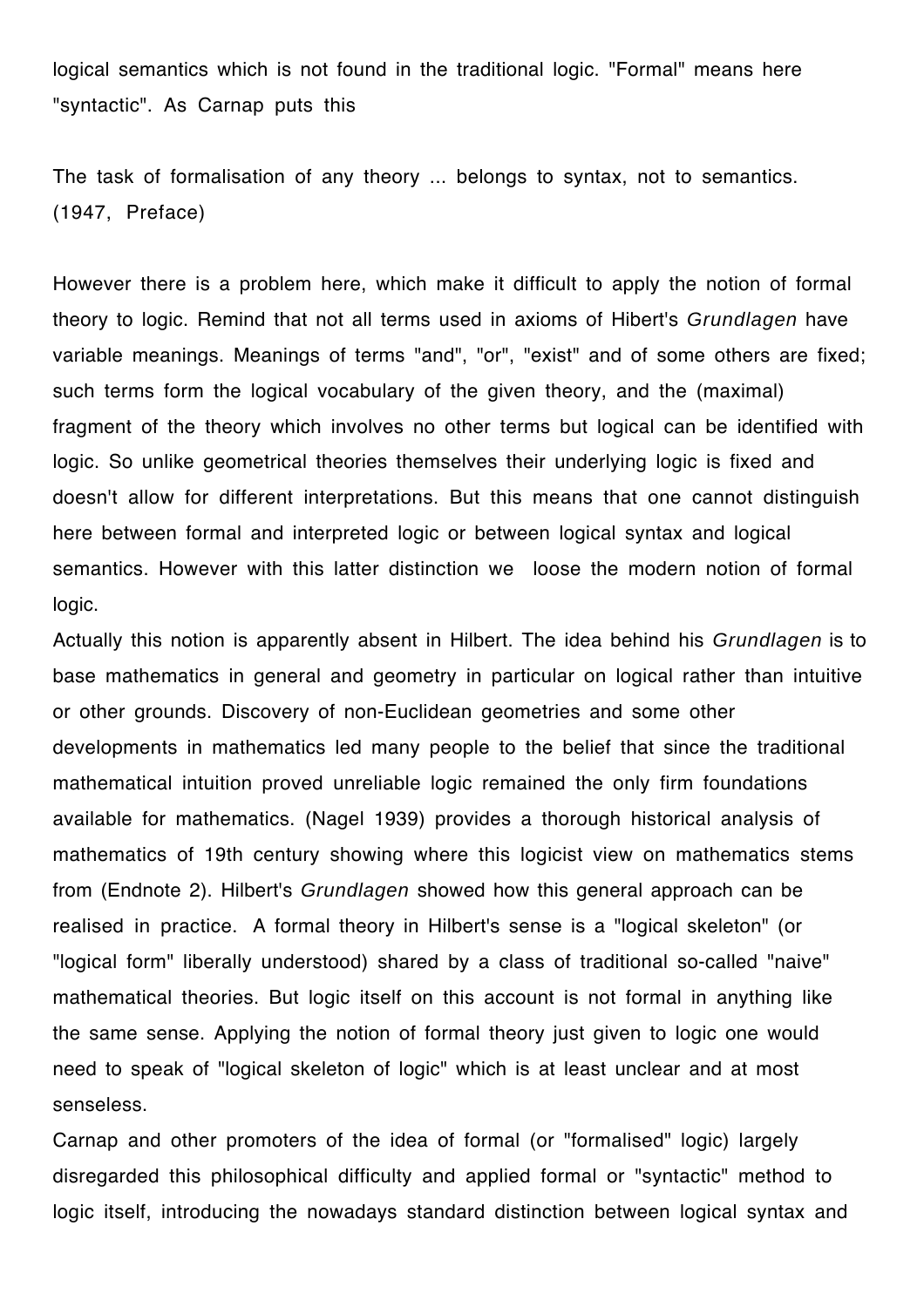logical semantics which is not found in the traditional logic. "Formal" means here "syntactic". As Carnap puts this

The task of formalisation of any theory ... belongs to syntax, not to semantics. (1947, Preface)

However there is a problem here, which make it difficult to apply the notion of formal theory to logic. Remind that not all terms used in axioms of Hibert's *Grundlagen* have variable meanings. Meanings of terms "and", "or", "exist" and of some others are fixed; such terms form the logical vocabulary of the given theory, and the (maximal) fragment of the theory which involves no other terms but logical can be identified with logic. So unlike geometrical theories themselves their underlying logic is fixed and doesn't allow for different interpretations. But this means that one cannot distinguish here between formal and interpreted logic or between logical syntax and logical semantics. However with this latter distinction we loose the modern notion of formal logic.

Actually this notion is apparently absent in Hilbert. The idea behind his *Grundlagen* is to base mathematics in general and geometry in particular on logical rather than intuitive or other grounds. Discovery of non-Euclidean geometries and some other developments in mathematics led many people to the belief that since the traditional mathematical intuition proved unreliable logic remained the only firm foundations available for mathematics. (Nagel 1939) provides a thorough historical analysis of mathematics of 19th century showing where this logicist view on mathematics stems from (Endnote 2). Hilbert's *Grundlagen* showed how this general approach can be realised in practice. A formal theory in Hilbert's sense is a "logical skeleton" (or "logical form" liberally understood) shared by a class of traditional so-called "naive" mathematical theories. But logic itself on this account is not formal in anything like the same sense. Applying the notion of formal theory just given to logic one would need to speak of "logical skeleton of logic" which is at least unclear and at most senseless.

Carnap and other promoters of the idea of formal (or "formalised" logic) largely disregarded this philosophical difficulty and applied formal or "syntactic" method to logic itself, introducing the nowadays standard distinction between logical syntax and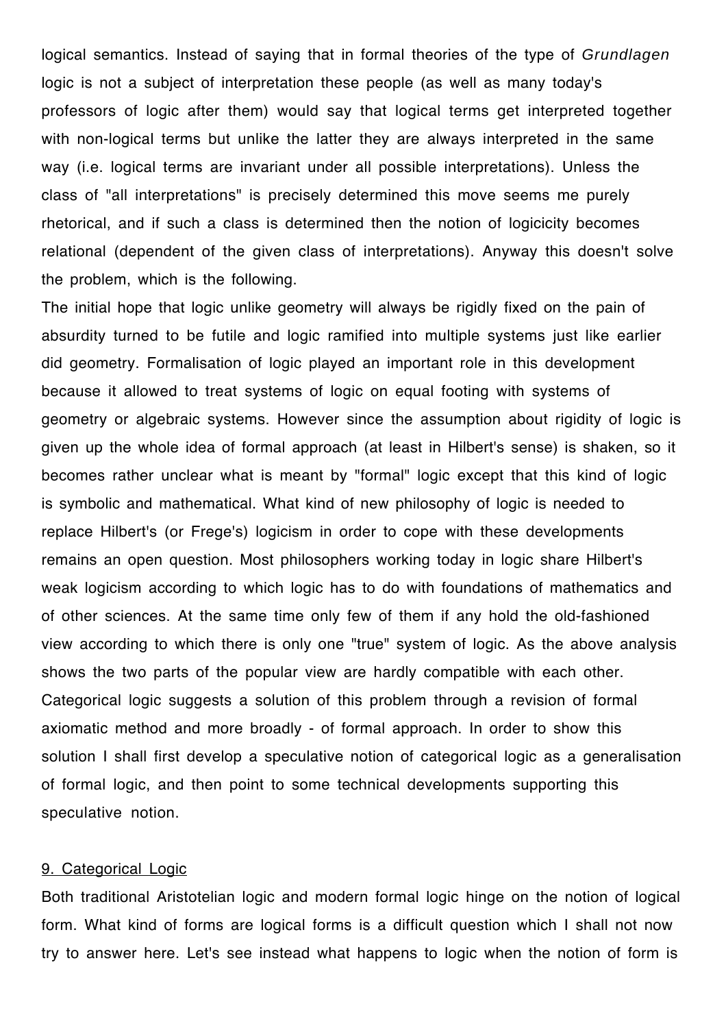logical semantics. Instead of saying that in formal theories of the type of *Grundlagen* logic is not a subject of interpretation these people (as well as many today's professors of logic after them) would say that logical terms get interpreted together with non-logical terms but unlike the latter they are always interpreted in the same way (i.e. logical terms are invariant under all possible interpretations). Unless the class of "all interpretations" is precisely determined this move seems me purely rhetorical, and if such a class is determined then the notion of logicicity becomes relational (dependent of the given class of interpretations). Anyway this doesn't solve the problem, which is the following.

The initial hope that logic unlike geometry will always be rigidly fixed on the pain of absurdity turned to be futile and logic ramified into multiple systems just like earlier did geometry. Formalisation of logic played an important role in this development because it allowed to treat systems of logic on equal footing with systems of geometry or algebraic systems. However since the assumption about rigidity of logic is given up the whole idea of formal approach (at least in Hilbert's sense) is shaken, so it becomes rather unclear what is meant by "formal" logic except that this kind of logic is symbolic and mathematical. What kind of new philosophy of logic is needed to replace Hilbert's (or Frege's) logicism in order to cope with these developments remains an open question. Most philosophers working today in logic share Hilbert's weak logicism according to which logic has to do with foundations of mathematics and of other sciences. At the same time only few of them if any hold the old-fashioned view according to which there is only one "true" system of logic. As the above analysis shows the two parts of the popular view are hardly compatible with each other. Categorical logic suggests a solution of this problem through a revision of formal axiomatic method and more broadly - of formal approach. In order to show this solution I shall first develop a speculative notion of categorical logic as a generalisation of formal logic, and then point to some technical developments supporting this speculative notion.

## 9. Categorical Logic

Both traditional Aristotelian logic and modern formal logic hinge on the notion of logical form. What kind of forms are logical forms is a difficult question which I shall not now try to answer here. Let's see instead what happens to logic when the notion of form is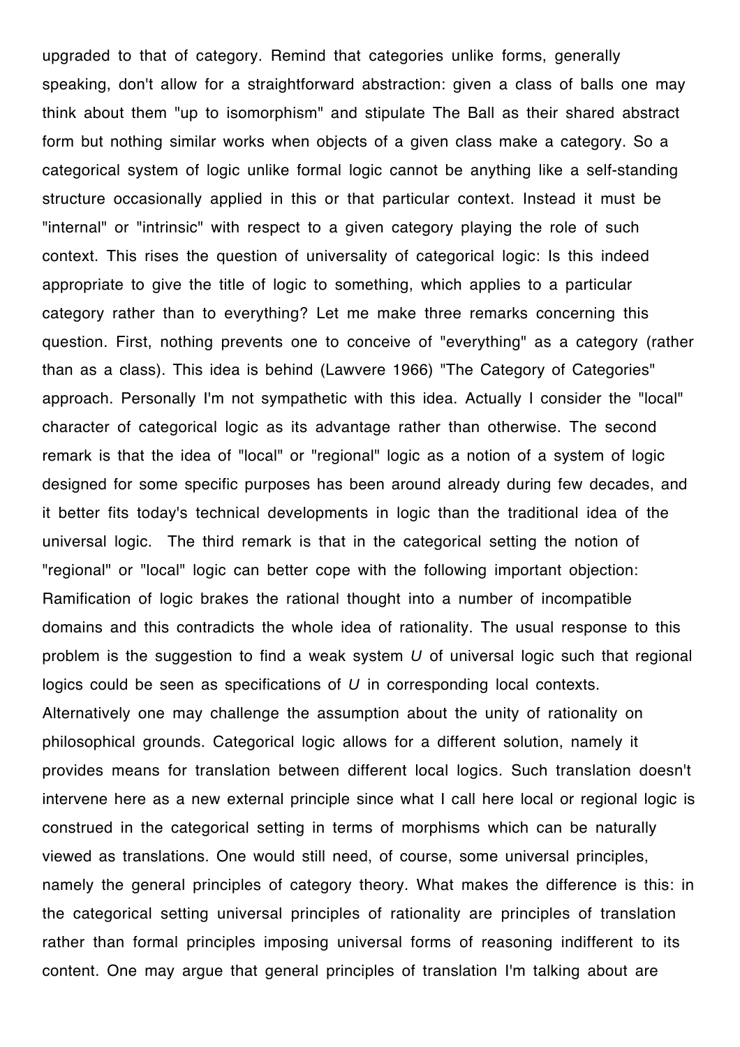upgraded to that of category. Remind that categories unlike forms, generally speaking, don't allow for a straightforward abstraction: given a class of balls one may think about them "up to isomorphism" and stipulate The Ball as their shared abstract form but nothing similar works when objects of a given class make a category. So a categorical system of logic unlike formal logic cannot be anything like a self-standing structure occasionally applied in this or that particular context. Instead it must be "internal" or "intrinsic" with respect to a given category playing the role of such context. This rises the question of universality of categorical logic: Is this indeed appropriate to give the title of logic to something, which applies to a particular category rather than to everything? Let me make three remarks concerning this question. First, nothing prevents one to conceive of "everything" as a category (rather than as a class). This idea is behind (Lawvere 1966) "The Category of Categories" approach. Personally I'm not sympathetic with this idea. Actually I consider the "local" character of categorical logic as its advantage rather than otherwise. The second remark is that the idea of "local" or "regional" logic as a notion of a system of logic designed for some specific purposes has been around already during few decades, and it better fits today's technical developments in logic than the traditional idea of the universal logic. The third remark is that in the categorical setting the notion of "regional" or "local" logic can better cope with the following important objection: Ramification of logic brakes the rational thought into a number of incompatible domains and this contradicts the whole idea of rationality. The usual response to this problem is the suggestion to find a weak system $U$ of universal logic such that regional logics could be seen as specifications of $U$ in corresponding local contexts. Alternatively one may challenge the assumption about the unity of rationality on philosophical grounds. Categorical logic allows for a different solution, namely it provides means for translation between different local logics. Such translation doesn't intervene here as a new external principle since what I call here local or regional logic is construed in the categorical setting in terms of morphisms which can be naturally viewed as translations. One would still need, of course, some universal principles, namely the general principles of category theory. What makes the difference is this: in the categorical setting universal principles of rationality are principles of translation rather than formal principles imposing universal forms of reasoning indifferent to its content. One may argue that general principles of translation I'm talking about are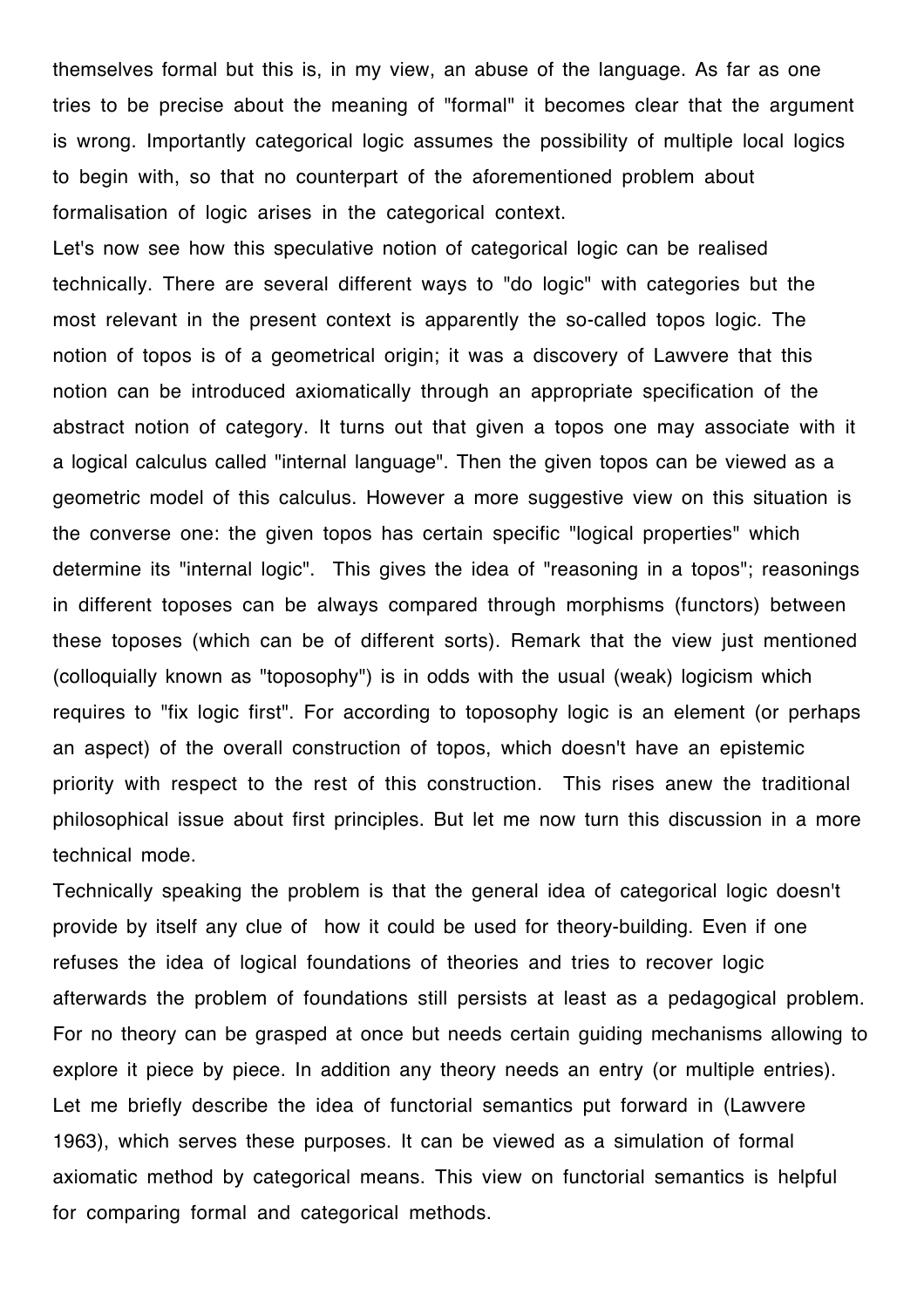themselves formal but this is, in my view, an abuse of the language. As far as one tries to be precise about the meaning of "formal" it becomes clear that the argument is wrong. Importantly categorical logic assumes the possibility of multiple local logics to begin with, so that no counterpart of the aforementioned problem about formalisation of logic arises in the categorical context.

Let's now see how this speculative notion of categorical logic can be realised technically. There are several different ways to "do logic" with categories but the most relevant in the present context is apparently the so-called topos logic. The notion of topos is of a geometrical origin; it was a discovery of Lawvere that this notion can be introduced axiomatically through an appropriate specification of the abstract notion of category. It turns out that given a topos one may associate with it a logical calculus called "internal language". Then the given topos can be viewed as a geometric model of this calculus. However a more suggestive view on this situation is the converse one: the given topos has certain specific "logical properties" which determine its "internal logic". This gives the idea of "reasoning in a topos"; reasonings in different toposes can be always compared through morphisms (functors) between these toposes (which can be of different sorts). Remark that the view just mentioned (colloquially known as "toposophy") is in odds with the usual (weak) logicism which requires to "fix logic first". For according to toposophy logic is an element (or perhaps an aspect) of the overall construction of topos, which doesn't have an epistemic priority with respect to the rest of this construction. This rises anew the traditional philosophical issue about first principles. But let me now turn this discussion in a more technical mode.

Technically speaking the problem is that the general idea of categorical logic doesn't provide by itself any clue of how it could be used for theory-building. Even if one refuses the idea of logical foundations of theories and tries to recover logic afterwards the problem of foundations still persists at least as a pedagogical problem. For no theory can be grasped at once but needs certain guiding mechanisms allowing to explore it piece by piece. In addition any theory needs an entry (or multiple entries). Let me briefly describe the idea of functorial semantics put forward in (Lawvere 1963), which serves these purposes. It can be viewed as a simulation of formal axiomatic method by categorical means. This view on functorial semantics is helpful for comparing formal and categorical methods.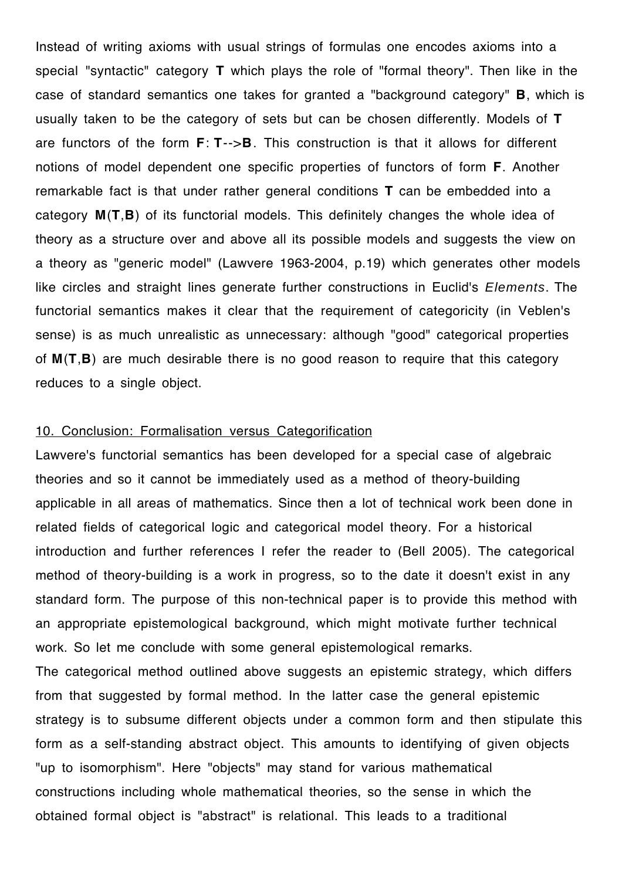Instead of writing axioms with usual strings of formulas one encodes axioms into a special "syntactic" category **T** which plays the role of "formal theory". Then like in the case of standard semantics one takes for granted a "background category" **B**, which is usually taken to be the category of sets but can be chosen differently. Models of **T** are functors of the form **F**: **T**-->**B**. This construction is that it allows for different notions of model dependent one specific properties of functors of form **F**. Another remarkable fact is that under rather general conditions **T** can be embedded into a category **M**(**T**,**B**) of its functorial models. This definitely changes the whole idea of theory as a structure over and above all its possible models and suggests the view on a theory as "generic model" (Lawvere 1963-2004, p.19) which generates other models like circles and straight lines generate further constructions in Euclid's *Elements*. The functorial semantics makes it clear that the requirement of categoricity (in Veblen's sense) is as much unrealistic as unnecessary: although "good" categorical properties of **M**(**T**,**B**) are much desirable there is no good reason to require that this category reduces to a single object.

## 10. Conclusion: Formalisation versus Categorification

Lawvere's functorial semantics has been developed for a special case of algebraic theories and so it cannot be immediately used as a method of theory-building applicable in all areas of mathematics. Since then a lot of technical work been done in related fields of categorical logic and categorical model theory. For a historical introduction and further references I refer the reader to (Bell 2005). The categorical method of theory-building is a work in progress, so to the date it doesn't exist in any standard form. The purpose of this non-technical paper is to provide this method with an appropriate epistemological background, which might motivate further technical work. So let me conclude with some general epistemological remarks.

The categorical method outlined above suggests an epistemic strategy, which differs from that suggested by formal method. In the latter case the general epistemic strategy is to subsume different objects under a common form and then stipulate this form as a self-standing abstract object. This amounts to identifying of given objects "up to isomorphism". Here "objects" may stand for various mathematical constructions including whole mathematical theories, so the sense in which the obtained formal object is "abstract" is relational. This leads to a traditional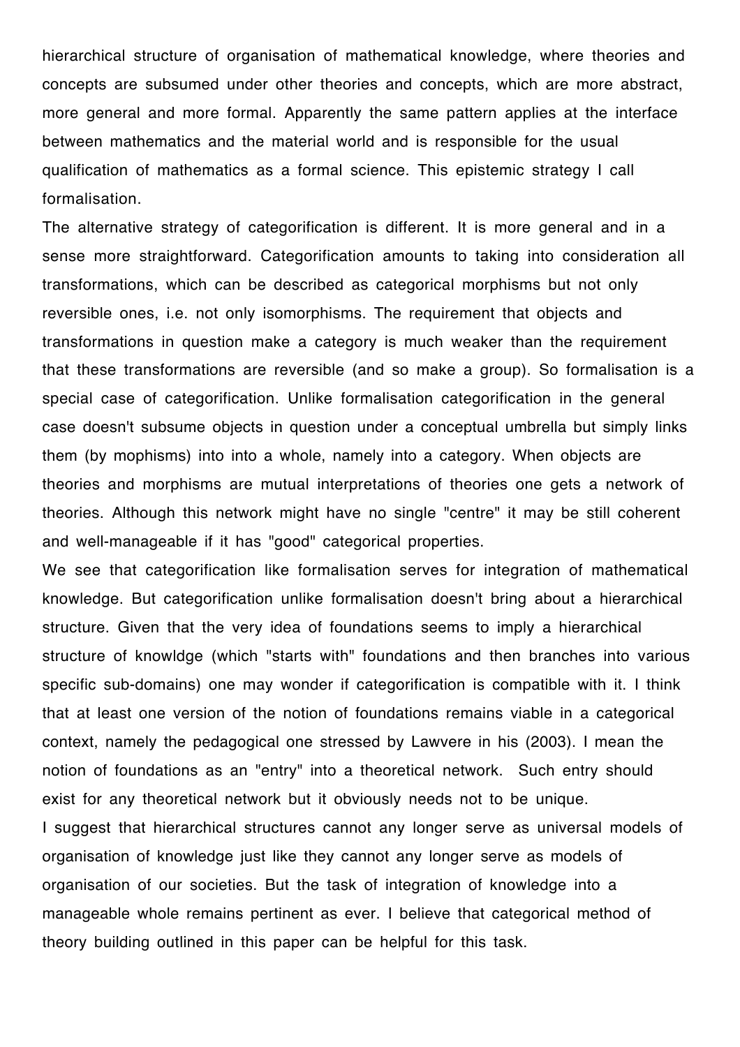hierarchical structure of organisation of mathematical knowledge, where theories and concepts are subsumed under other theories and concepts, which are more abstract, more general and more formal. Apparently the same pattern applies at the interface between mathematics and the material world and is responsible for the usual qualification of mathematics as a formal science. This epistemic strategy I call formalisation.

The alternative strategy of categorification is different. It is more general and in a sense more straightforward. Categorification amounts to taking into consideration all transformations, which can be described as categorical morphisms but not only reversible ones, i.e. not only isomorphisms. The requirement that objects and transformations in question make a category is much weaker than the requirement that these transformations are reversible (and so make a group). So formalisation is a special case of categorification. Unlike formalisation categorification in the general case doesn't subsume objects in question under a conceptual umbrella but simply links them (by mophisms) into into a whole, namely into a category. When objects are theories and morphisms are mutual interpretations of theories one gets a network of theories. Although this network might have no single "centre" it may be still coherent and well-manageable if it has "good" categorical properties.

We see that categorification like formalisation serves for integration of mathematical knowledge. But categorification unlike formalisation doesn't bring about a hierarchical structure. Given that the very idea of foundations seems to imply a hierarchical structure of knowldge (which "starts with" foundations and then branches into various specific sub-domains) one may wonder if categorification is compatible with it. I think that at least one version of the notion of foundations remains viable in a categorical context, namely the pedagogical one stressed by Lawvere in his (2003). I mean the notion of foundations as an "entry" into a theoretical network. Such entry should exist for any theoretical network but it obviously needs not to be unique.

I suggest that hierarchical structures cannot any longer serve as universal models of organisation of knowledge just like they cannot any longer serve as models of organisation of our societies. But the task of integration of knowledge into a manageable whole remains pertinent as ever. I believe that categorical method of theory building outlined in this paper can be helpful for this task.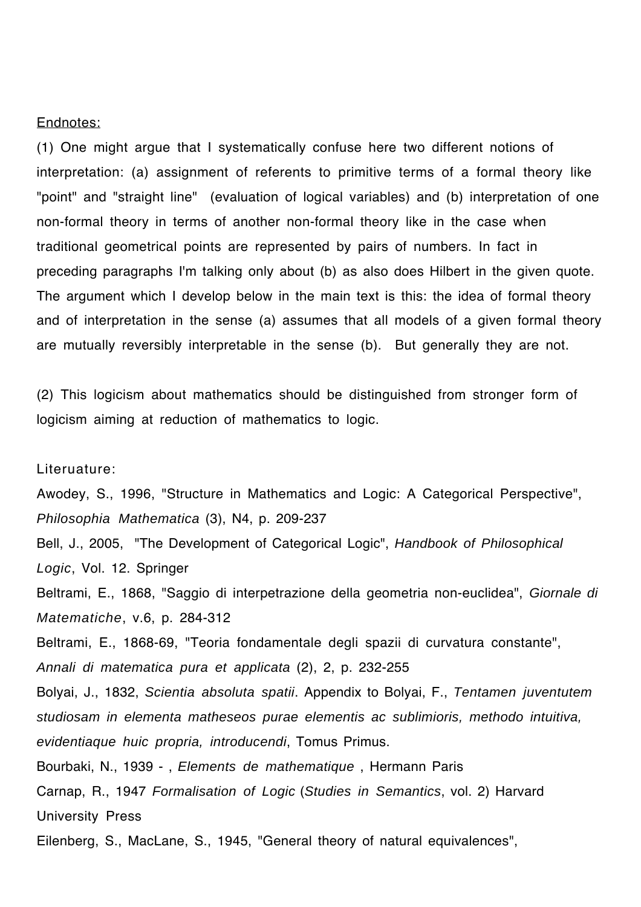Endnotes:

(1) One might argue that I systematically confuse here two different notions of interpretation: (a) assignment of referents to primitive terms of a formal theory like "point" and "straight line" (evaluation of logical variables) and (b) interpretation of one non-formal theory in terms of another non-formal theory like in the case when traditional geometrical points are represented by pairs of numbers. In fact in preceding paragraphs I'm talking only about (b) as also does Hilbert in the given quote. The argument which I develop below in the main text is this: the idea of formal theory and of interpretation in the sense (a) assumes that all models of a given formal theory are mutually reversibly interpretable in the sense (b). But generally they are not.

(2) This logicism about mathematics should be distinguished from stronger form of logicism aiming at reduction of mathematics to logic.

Literuature:

Awodey, S., 1996, "Structure in Mathematics and Logic: A Categorical Perspective", *Philosophia Mathematica* (3), N4, p. 209-237

Bell, J., 2005, "The Development of Categorical Logic", *Handbook of Philosophical Logic*, Vol. 12. Springer

Beltrami, E., 1868, "Saggio di interpetrazione della geometria non-euclidea", *Giornale di Matematiche*, v.6, p. 284-312

Beltrami, E., 1868-69, "Teoria fondamentale degli spazii di curvatura constante", *Annali di matematica pura et applicata* (2), 2, p. 232-255

Bolyai, J., 1832, *Scientia absoluta spatii*. Appendix to Bolyai, F., *Tentamen juventutem studiosam in elementa matheseos purae elementis ac sublimioris, methodo intuitiva, evidentiaque huic propria, introducendi*, Tomus Primus.

Bourbaki, N., 1939 - , *Elements de mathematique* , Hermann Paris

Carnap, R., 1947 *Formalisation of Logic* (*Studies in Semantics*, vol. 2) Harvard University Press

Eilenberg, S., MacLane, S., 1945, "General theory of natural equivalences",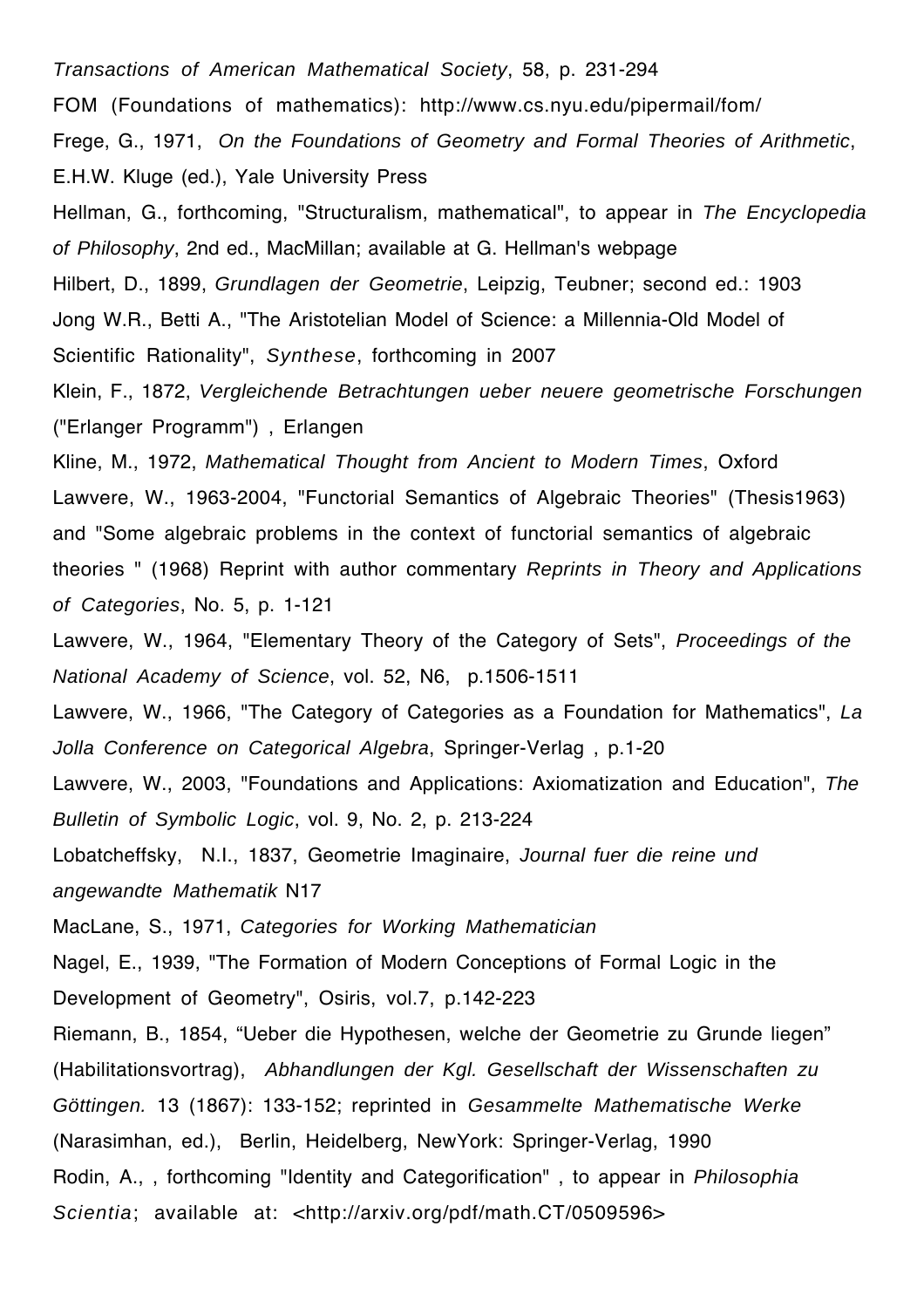*Transactions of American Mathematical Society*, 58, p. 231-294

FOM (Foundations of mathematics): http://www.cs.nyu.edu/pipermail/fom/

Frege, G., 1971, *On the Foundations of Geometry and Formal Theories of Arithmetic*, E.H.W. Kluge (ed.), Yale University Press

Hellman, G., forthcoming, "Structuralism, mathematical", to appear in *The Encyclopedia of Philosophy*, 2nd ed., MacMillan; available at G. Hellman's webpage

Hilbert, D., 1899, *Grundlagen der Geometrie*, Leipzig, Teubner; second ed.: 1903

Jong W.R., Betti A., "The Aristotelian Model of Science: a Millennia-Old Model of Scientific Rationality", *Synthese*, forthcoming in 2007

Klein, F., 1872, *Vergleichende Betrachtungen ueber neuere geometrische Forschungen* ("Erlanger Programm") , Erlangen

Kline, M., 1972, *Mathematical Thought from Ancient to Modern Times*, Oxford

Lawvere, W., 1963-2004, "Functorial Semantics of Algebraic Theories" (Thesis1963) and "Some algebraic problems in the context of functorial semantics of algebraic theories " (1968) Reprint with author commentary *Reprints in Theory and Applications of Categories*, No. 5, p. 1-121

Lawvere, W., 1964, "Elementary Theory of the Category of Sets", *Proceedings of the National Academy of Science*, vol. 52, N6, p.1506-1511

Lawvere, W., 1966, "The Category of Categories as a Foundation for Mathematics", *La Jolla Conference on Categorical Algebra*, Springer-Verlag , p.1-20

Lawvere, W., 2003, "Foundations and Applications: Axiomatization and Education", *The Bulletin of Symbolic Logic*, vol. 9, No. 2, p. 213-224

Lobatcheffsky, N.I., 1837, Geometrie Imaginaire, *Journal fuer die reine und angewandte Mathematik* N17

MacLane, S., 1971, *Categories for Working Mathematician*

Nagel, E., 1939, "The Formation of Modern Conceptions of Formal Logic in the Development of Geometry", Osiris, vol.7, p.142-223

Riemann, B., 1854, "Ueber die Hypothesen, welche der Geometrie zu Grunde liegen" (Habilitationsvortrag), *Abhandlungen der Kgl. Gesellschaft der Wissenschaften zu Göttingen.* 13 (1867): 133-152; reprinted in *Gesammelte Mathematische Werke* (Narasimhan, ed.), Berlin, Heidelberg, NewYork: Springer-Verlag, 1990

Rodin, A., , forthcoming "Identity and Categorification" , to appear in *Philosophia Scientia*; available at: <http://arxiv.org/pdf/math.CT/0509596>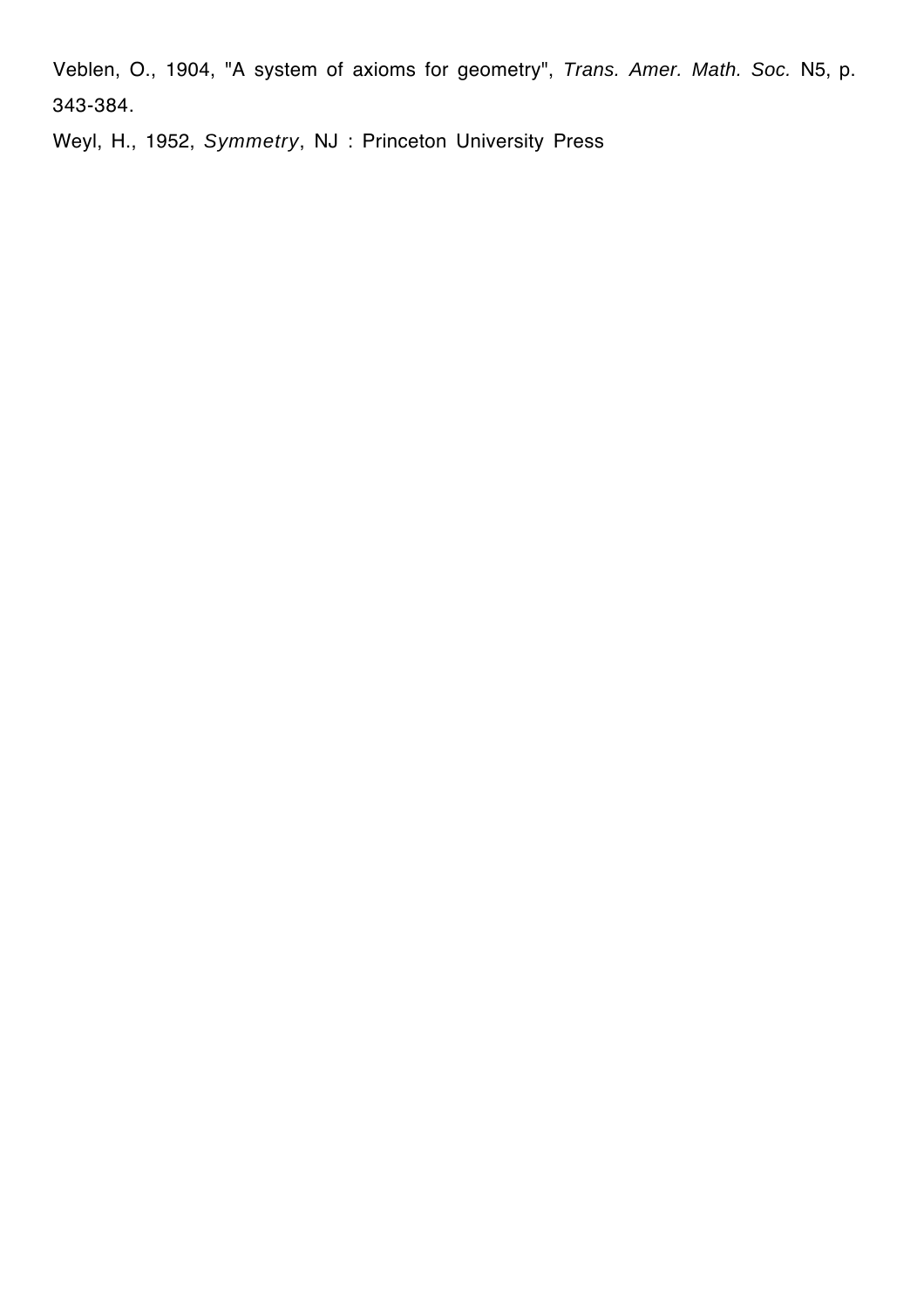Veblen, O., 1904, "A system of axioms for geometry", *Trans. Amer. Math. Soc.* N5, p. 343-384.

Weyl, H., 1952, *Symmetry*, NJ : Princeton University Press